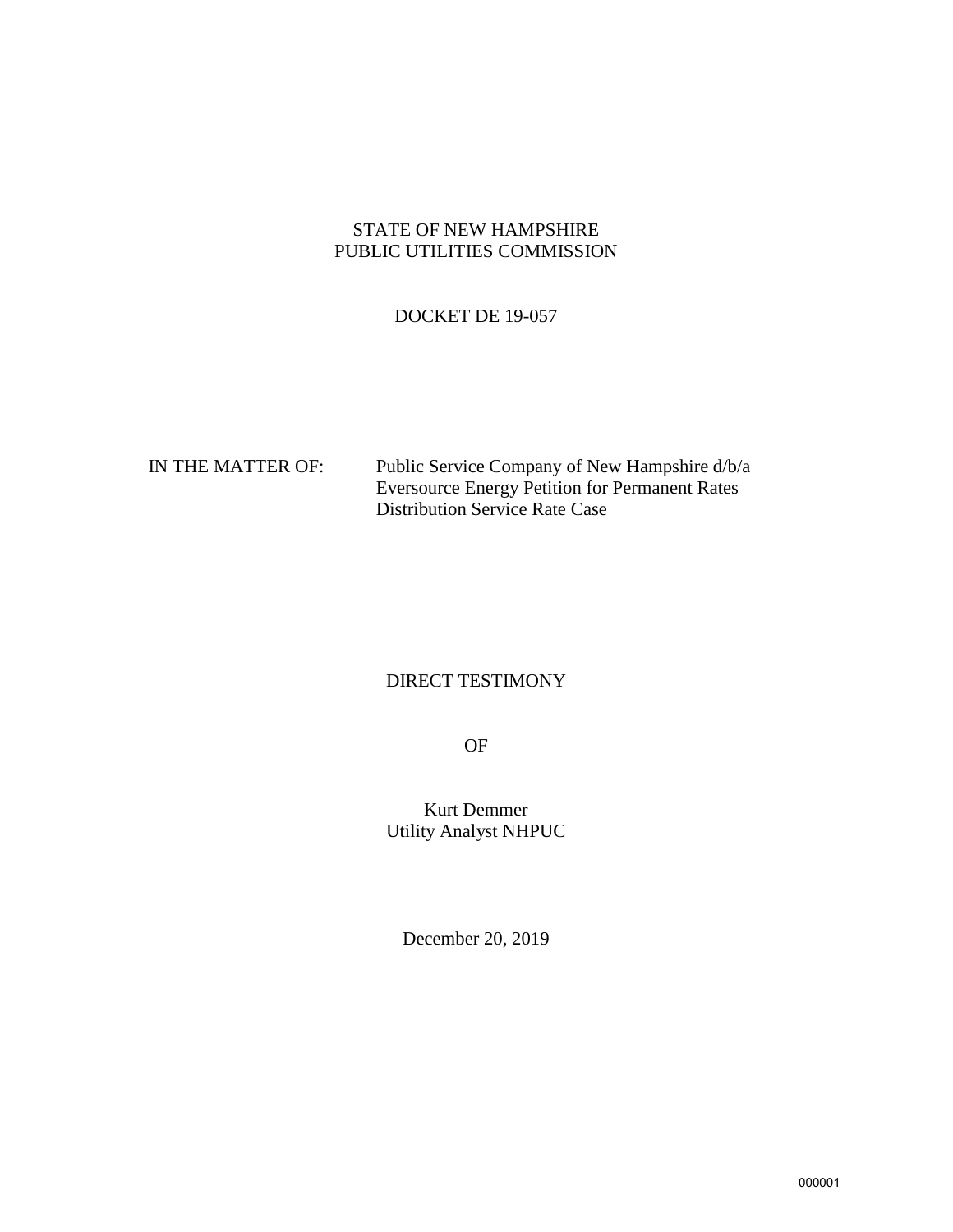STATE OF NEW HAMPSHIRE
PUBLIC UTILITIES COMMISSION

DOCKET DE 19-057

IN THE MATTER OF: Public Service Company of New Hampshire d/b/a Eversource Energy Petition for Permanent Rates Distribution Service Rate Case

DIRECT TESTIMONY

OF

Kurt Demmer
Utility Analyst NHPUC

December 20, 2019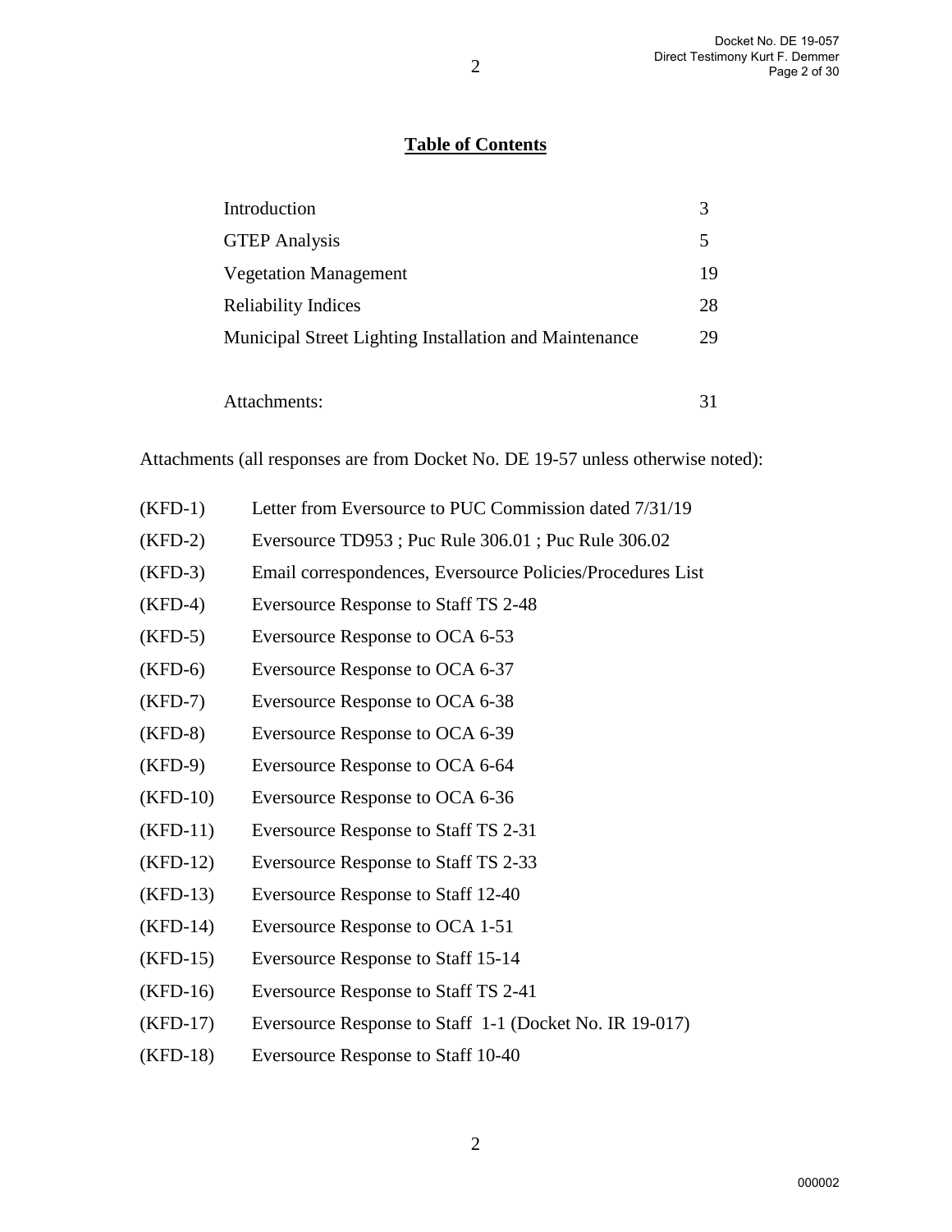## Table of Contents

| | |
|---|---|
| Introduction | 3 |
| GTEP Analysis | 5 |
| Vegetation Management | 19 |
| Reliability Indices | 28 |
| Municipal Street Lighting Installation and Maintenance | 29 |
| | |
| Attachments: | 31 |

Attachments (all responses are from Docket No. DE 19-57 unless otherwise noted):

| | |
|---|---|
| (KFD-1) | Letter from Eversource to PUC Commission dated 7/31/19 |
| (KFD-2) | Eversource TD953 ; Puc Rule 306.01 ; Puc Rule 306.02 |
| (KFD-3) | Email correspondences, Eversource Policies/Procedures List |
| (KFD-4) | Eversource Response to Staff TS 2-48 |
| (KFD-5) | Eversource Response to OCA 6-53 |
| (KFD-6) | Eversource Response to OCA 6-37 |
| (KFD-7) | Eversource Response to OCA 6-38 |
| (KFD-8) | Eversource Response to OCA 6-39 |
| (KFD-9) | Eversource Response to OCA 6-64 |
| (KFD-10) | Eversource Response to OCA 6-36 |
| (KFD-11) | Eversource Response to Staff TS 2-31 |
| (KFD-12) | Eversource Response to Staff TS 2-33 |
| (KFD-13) | Eversource Response to Staff 12-40 |
| (KFD-14) | Eversource Response to OCA 1-51 |
| (KFD-15) | Eversource Response to Staff 15-14 |
| (KFD-16) | Eversource Response to Staff TS 2-41 |
| (KFD-17) | Eversource Response to Staff 1-1 (Docket No. IR 19-017) |
| (KFD-18) | Eversource Response to Staff 10-40 |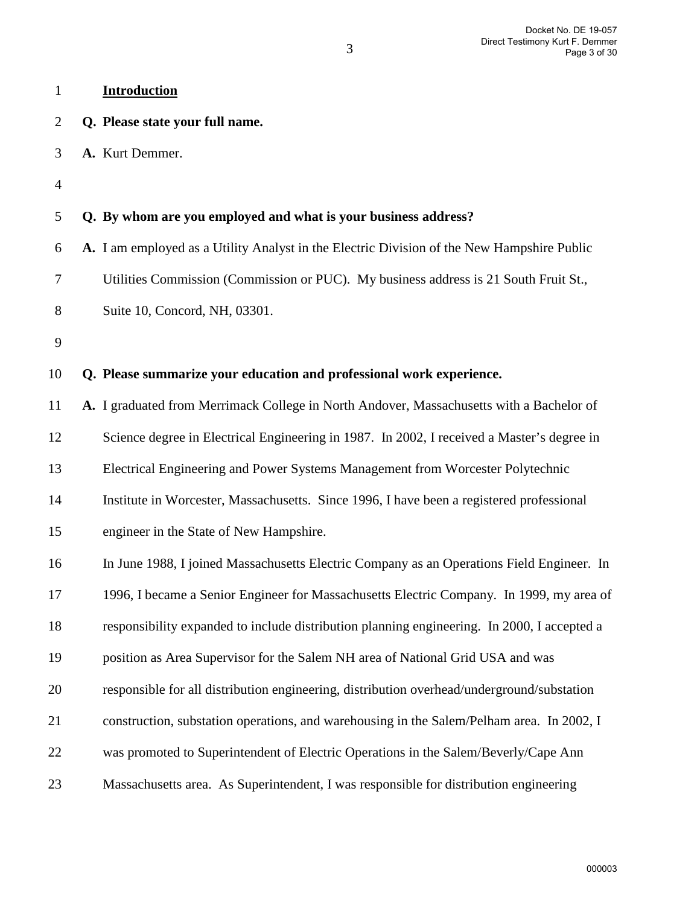**Introduction**

**Q. Please state your full name.**

**A.** Kurt Demmer.

**Q. By whom are you employed and what is your business address?**

**A.** I am employed as a Utility Analyst in the Electric Division of the New Hampshire Public Utilities Commission (Commission or PUC). My business address is 21 South Fruit St., Suite 10, Concord, NH, 03301.

**Q. Please summarize your education and professional work experience.**

**A.** I graduated from Merrimack College in North Andover, Massachusetts with a Bachelor of Science degree in Electrical Engineering in 1987. In 2002, I received a Master's degree in Electrical Engineering and Power Systems Management from Worcester Polytechnic Institute in Worcester, Massachusetts. Since 1996, I have been a registered professional engineer in the State of New Hampshire.

In June 1988, I joined Massachusetts Electric Company as an Operations Field Engineer. In 1996, I became a Senior Engineer for Massachusetts Electric Company. In 1999, my area of responsibility expanded to include distribution planning engineering. In 2000, I accepted a position as Area Supervisor for the Salem NH area of National Grid USA and was responsible for all distribution engineering, distribution overhead/underground/substation construction, substation operations, and warehousing in the Salem/Pelham area. In 2002, I was promoted to Superintendent of Electric Operations in the Salem/Beverly/Cape Ann Massachusetts area. As Superintendent, I was responsible for distribution engineering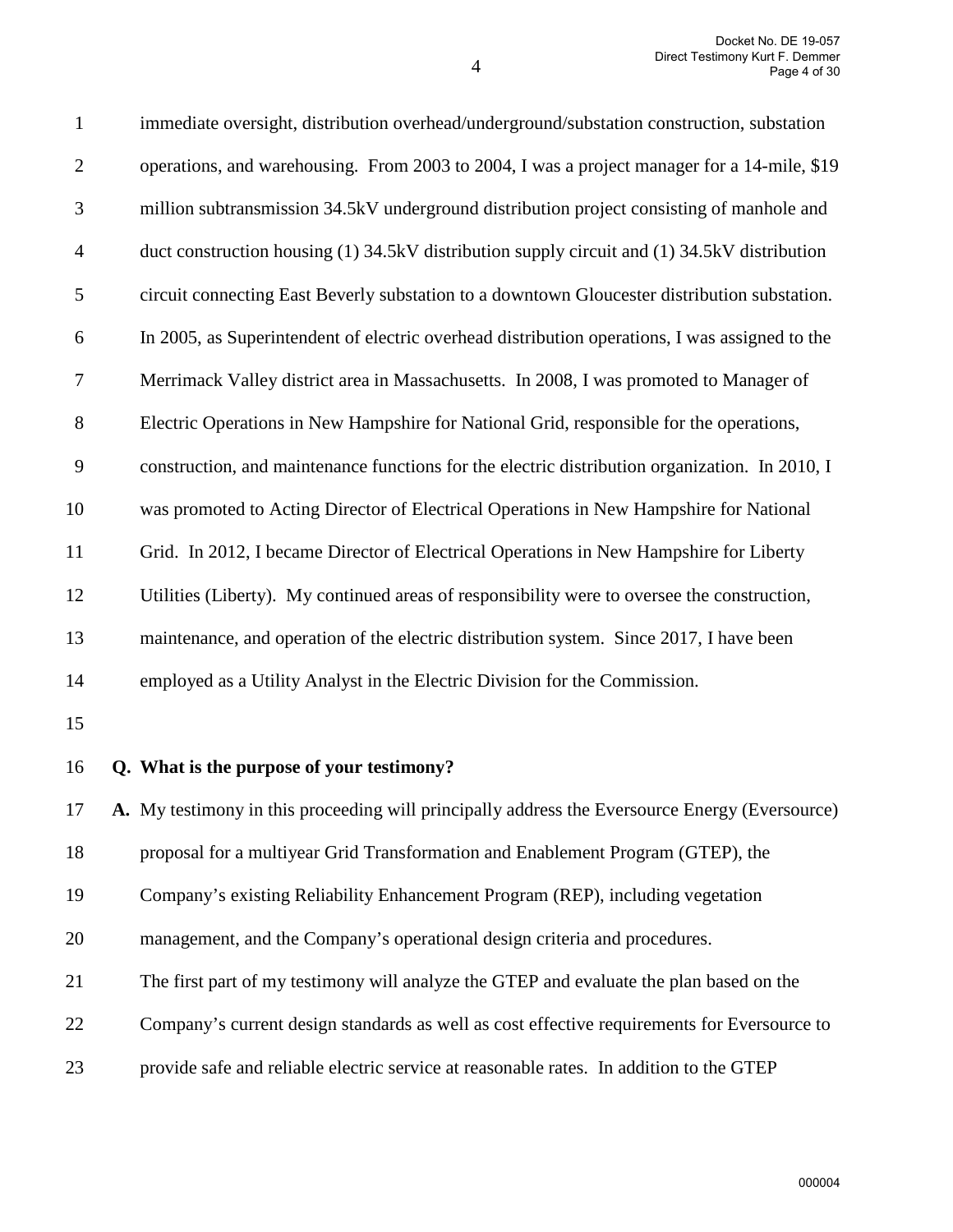immediate oversight, distribution overhead/underground/substation construction, substation operations, and warehousing. From 2003 to 2004, I was a project manager for a 14-mile, $19 million subtransmission 34.5kV underground distribution project consisting of manhole and duct construction housing (1) 34.5kV distribution supply circuit and (1) 34.5kV distribution circuit connecting East Beverly substation to a downtown Gloucester distribution substation. In 2005, as Superintendent of electric overhead distribution operations, I was assigned to the Merrimack Valley district area in Massachusetts. In 2008, I was promoted to Manager of Electric Operations in New Hampshire for National Grid, responsible for the operations, construction, and maintenance functions for the electric distribution organization. In 2010, I was promoted to Acting Director of Electrical Operations in New Hampshire for National Grid. In 2012, I became Director of Electrical Operations in New Hampshire for Liberty Utilities (Liberty). My continued areas of responsibility were to oversee the construction, maintenance, and operation of the electric distribution system. Since 2017, I have been employed as a Utility Analyst in the Electric Division for the Commission.

**Q. What is the purpose of your testimony?**

**A.** My testimony in this proceeding will principally address the Eversource Energy (Eversource) proposal for a multiyear Grid Transformation and Enablement Program (GTEP), the Company's existing Reliability Enhancement Program (REP), including vegetation management, and the Company's operational design criteria and procedures.

The first part of my testimony will analyze the GTEP and evaluate the plan based on the Company's current design standards as well as cost effective requirements for Eversource to provide safe and reliable electric service at reasonable rates. In addition to the GTEP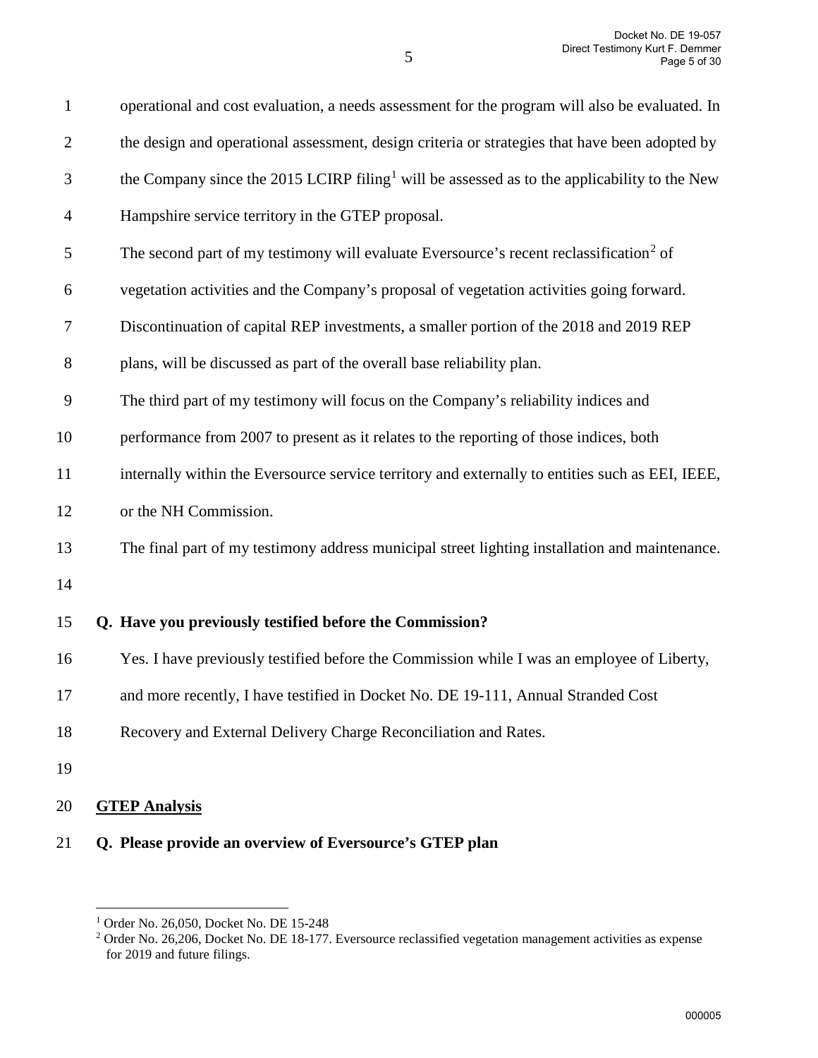operational and cost evaluation, a needs assessment for the program will also be evaluated. In the design and operational assessment, design criteria or strategies that have been adopted by the Company since the 2015 LCIRP filing[1] will be assessed as to the applicability to the New Hampshire service territory in the GTEP proposal.

The second part of my testimony will evaluate Eversource's recent reclassification[2] of vegetation activities and the Company's proposal of vegetation activities going forward. Discontinuation of capital REP investments, a smaller portion of the 2018 and 2019 REP plans, will be discussed as part of the overall base reliability plan.

The third part of my testimony will focus on the Company's reliability indices and performance from 2007 to present as it relates to the reporting of those indices, both internally within the Eversource service territory and externally to entities such as EEI, IEEE, or the NH Commission.

The final part of my testimony address municipal street lighting installation and maintenance.

**Q. Have you previously testified before the Commission?**

Yes. I have previously testified before the Commission while I was an employee of Liberty, and more recently, I have testified in Docket No. DE 19-111, Annual Stranded Cost Recovery and External Delivery Charge Reconciliation and Rates.

**GTEP Analysis**

**Q. Please provide an overview of Eversource's GTEP plan**

---

[1] Order No. 26,050, Docket No. DE 15-248

[2] Order No. 26,206, Docket No. DE 18-177. Eversource reclassified vegetation management activities as expense for 2019 and future filings.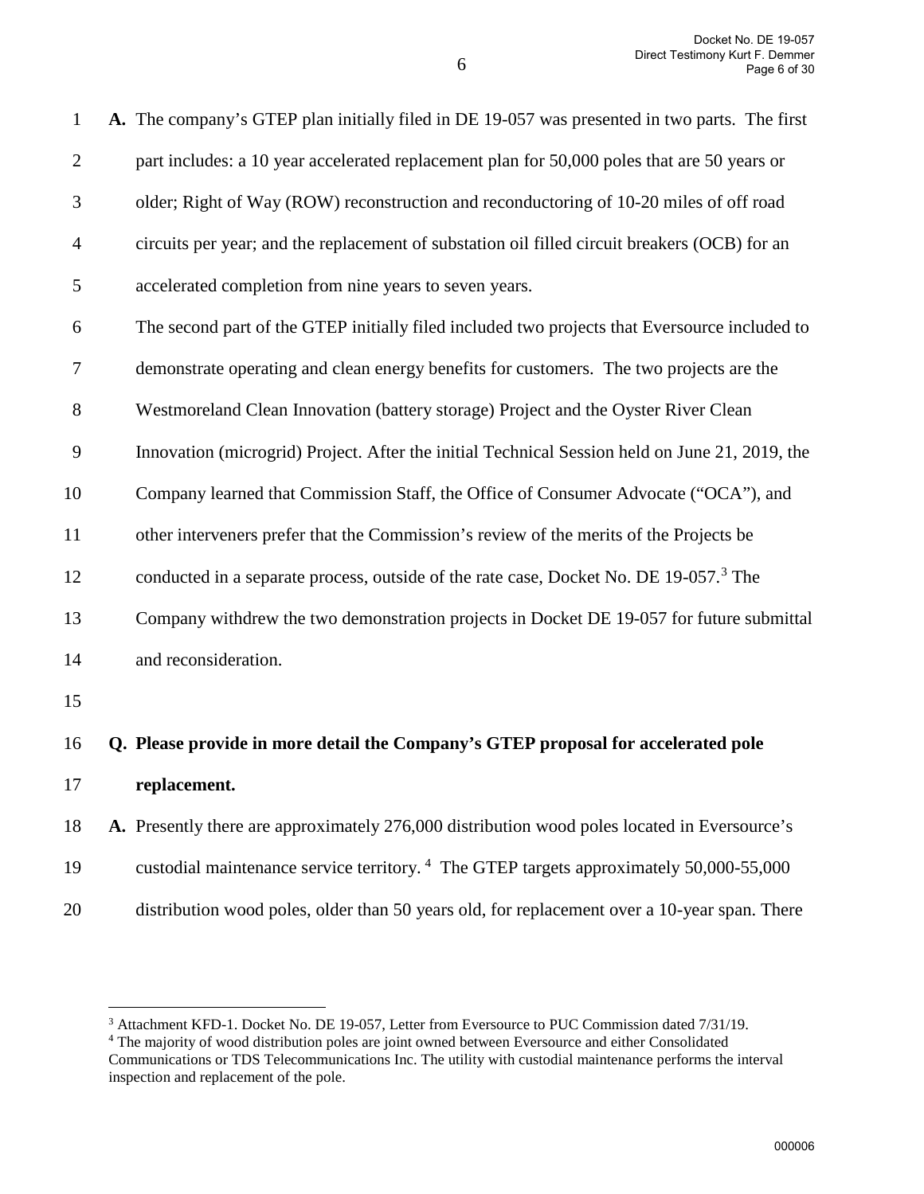**A.** The company's GTEP plan initially filed in DE 19-057 was presented in two parts. The first part includes: a 10 year accelerated replacement plan for 50,000 poles that are 50 years or older; Right of Way (ROW) reconstruction and reconductoring of 10-20 miles of off road circuits per year; and the replacement of substation oil filled circuit breakers (OCB) for an accelerated completion from nine years to seven years.

The second part of the GTEP initially filed included two projects that Eversource included to demonstrate operating and clean energy benefits for customers. The two projects are the Westmoreland Clean Innovation (battery storage) Project and the Oyster River Clean Innovation (microgrid) Project. After the initial Technical Session held on June 21, 2019, the Company learned that Commission Staff, the Office of Consumer Advocate ("OCA"), and other interveners prefer that the Commission's review of the merits of the Projects be conducted in a separate process, outside of the rate case, Docket No. DE 19-057.[3] The Company withdrew the two demonstration projects in Docket DE 19-057 for future submittal and reconsideration.

**Q. Please provide in more detail the Company's GTEP proposal for accelerated pole replacement.**

**A.** Presently there are approximately 276,000 distribution wood poles located in Eversource's custodial maintenance service territory.[4] The GTEP targets approximately 50,000-55,000 distribution wood poles, older than 50 years old, for replacement over a 10-year span. There

---

[3] Attachment KFD-1. Docket No. DE 19-057, Letter from Eversource to PUC Commission dated 7/31/19.

[4] The majority of wood distribution poles are joint owned between Eversource and either Consolidated Communications or TDS Telecommunications Inc. The utility with custodial maintenance performs the interval inspection and replacement of the pole.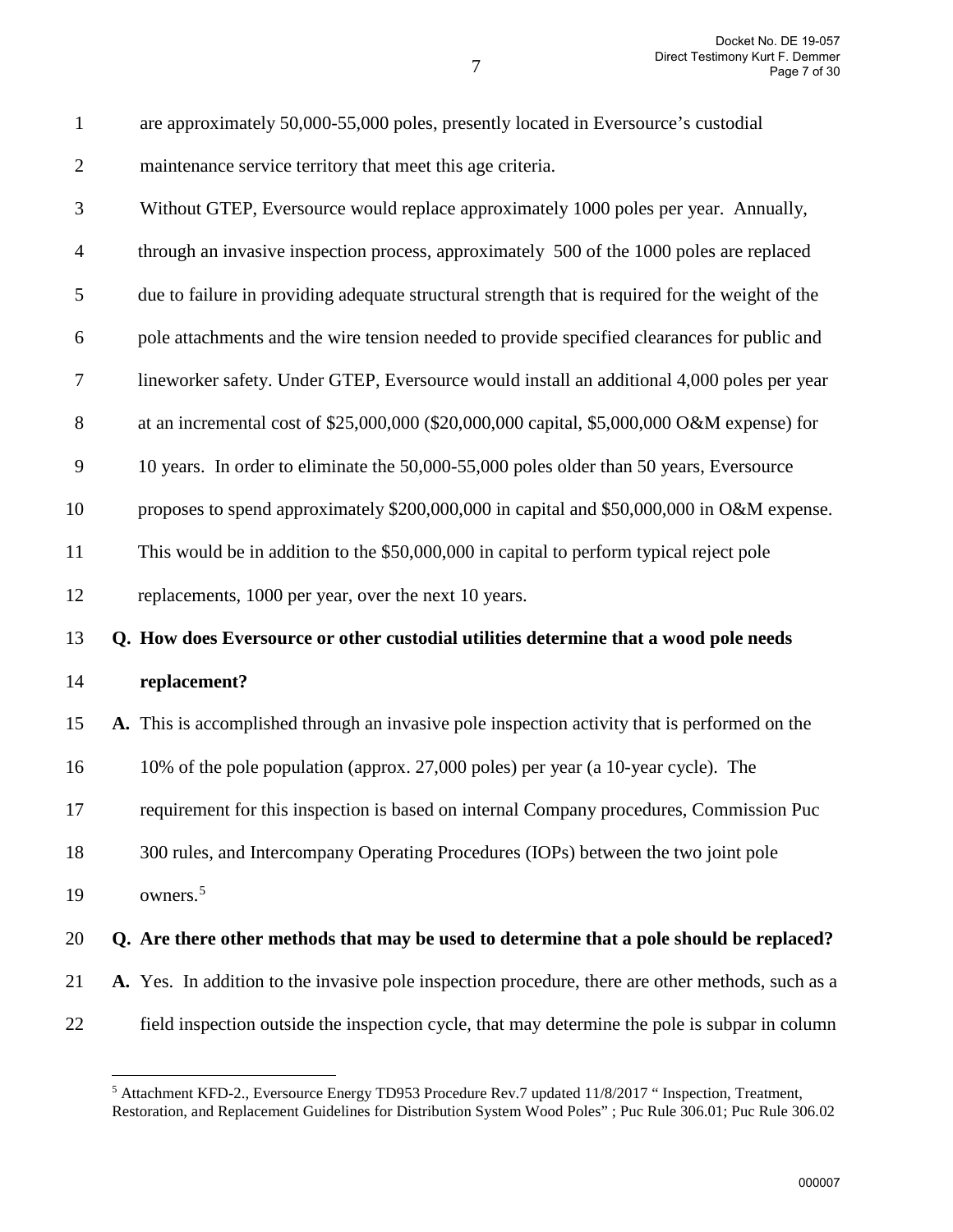are approximately 50,000-55,000 poles, presently located in Eversource's custodial maintenance service territory that meet this age criteria.

Without GTEP, Eversource would replace approximately 1000 poles per year. Annually, through an invasive inspection process, approximately 500 of the 1000 poles are replaced due to failure in providing adequate structural strength that is required for the weight of the pole attachments and the wire tension needed to provide specified clearances for public and lineworker safety. Under GTEP, Eversource would install an additional 4,000 poles per year at an incremental cost of $25,000,000 ($20,000,000 capital, $5,000,000 O&M expense) for 10 years. In order to eliminate the 50,000-55,000 poles older than 50 years, Eversource proposes to spend approximately $200,000,000 in capital and $50,000,000 in O&M expense. This would be in addition to the $50,000,000 in capital to perform typical reject pole replacements, 1000 per year, over the next 10 years.

**Q. How does Eversource or other custodial utilities determine that a wood pole needs replacement?**

**A.** This is accomplished through an invasive pole inspection activity that is performed on the 10% of the pole population (approx. 27,000 poles) per year (a 10-year cycle). The requirement for this inspection is based on internal Company procedures, Commission Puc 300 rules, and Intercompany Operating Procedures (IOPs) between the two joint pole owners.[5]

**Q. Are there other methods that may be used to determine that a pole should be replaced?**

**A.** Yes. In addition to the invasive pole inspection procedure, there are other methods, such as a field inspection outside the inspection cycle, that may determine the pole is subpar in column

---

[5] Attachment KFD-2., Eversource Energy TD953 Procedure Rev.7 updated 11/8/2017 " Inspection, Treatment, Restoration, and Replacement Guidelines for Distribution System Wood Poles" ; Puc Rule 306.01; Puc Rule 306.02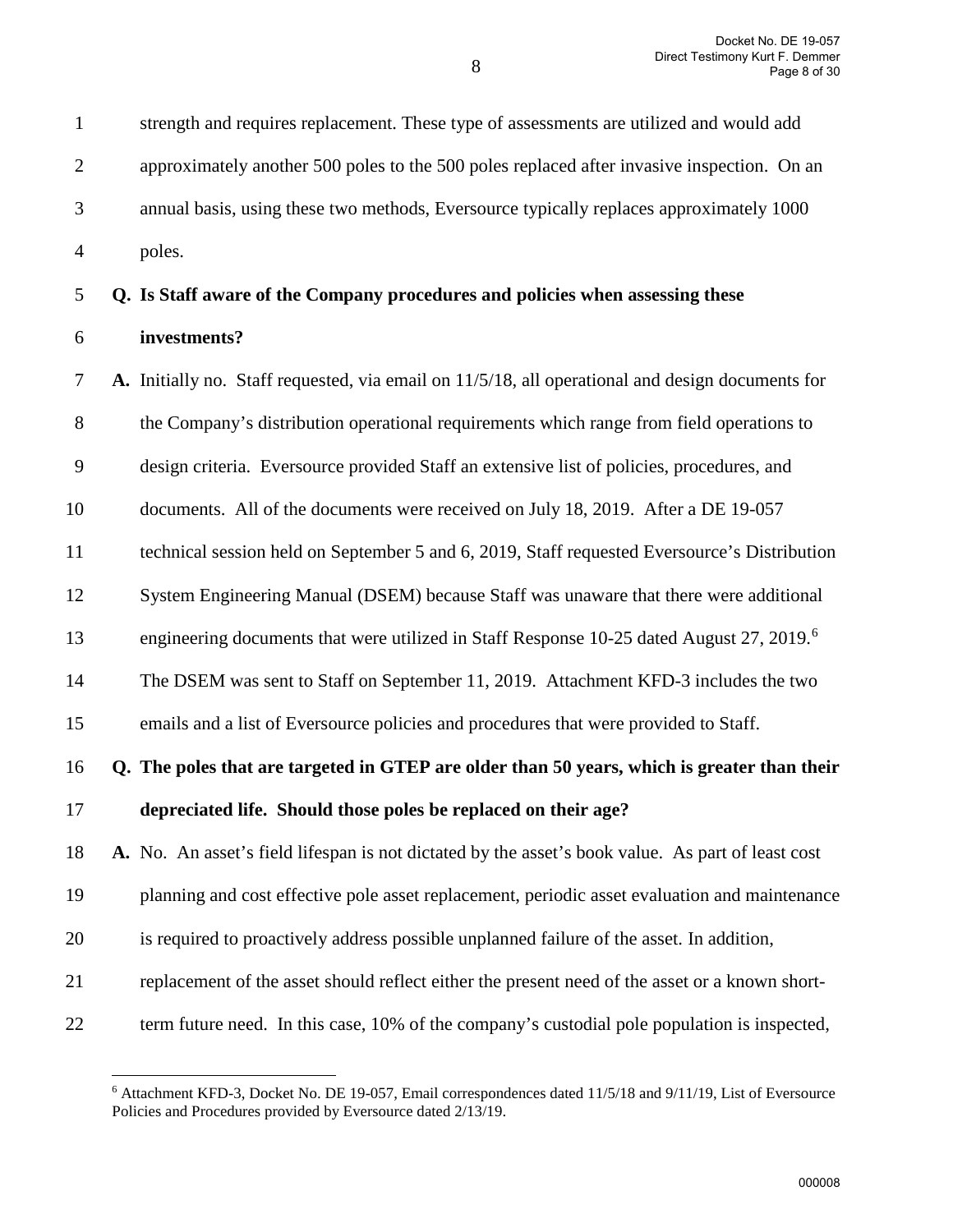strength and requires replacement. These type of assessments are utilized and would add approximately another 500 poles to the 500 poles replaced after invasive inspection. On an annual basis, using these two methods, Eversource typically replaces approximately 1000 poles.

**Q. Is Staff aware of the Company procedures and policies when assessing these investments?**

**A.** Initially no. Staff requested, via email on 11/5/18, all operational and design documents for the Company's distribution operational requirements which range from field operations to design criteria. Eversource provided Staff an extensive list of policies, procedures, and documents. All of the documents were received on July 18, 2019. After a DE 19-057 technical session held on September 5 and 6, 2019, Staff requested Eversource's Distribution System Engineering Manual (DSEM) because Staff was unaware that there were additional engineering documents that were utilized in Staff Response 10-25 dated August 27, 2019.[6] The DSEM was sent to Staff on September 11, 2019. Attachment KFD-3 includes the two emails and a list of Eversource policies and procedures that were provided to Staff.

**Q. The poles that are targeted in GTEP are older than 50 years, which is greater than their depreciated life. Should those poles be replaced on their age?**

**A.** No. An asset's field lifespan is not dictated by the asset's book value. As part of least cost planning and cost effective pole asset replacement, periodic asset evaluation and maintenance is required to proactively address possible unplanned failure of the asset. In addition, replacement of the asset should reflect either the present need of the asset or a known short-term future need. In this case, 10% of the company's custodial pole population is inspected,

---

[6] Attachment KFD-3, Docket No. DE 19-057, Email correspondences dated 11/5/18 and 9/11/19, List of Eversource Policies and Procedures provided by Eversource dated 2/13/19.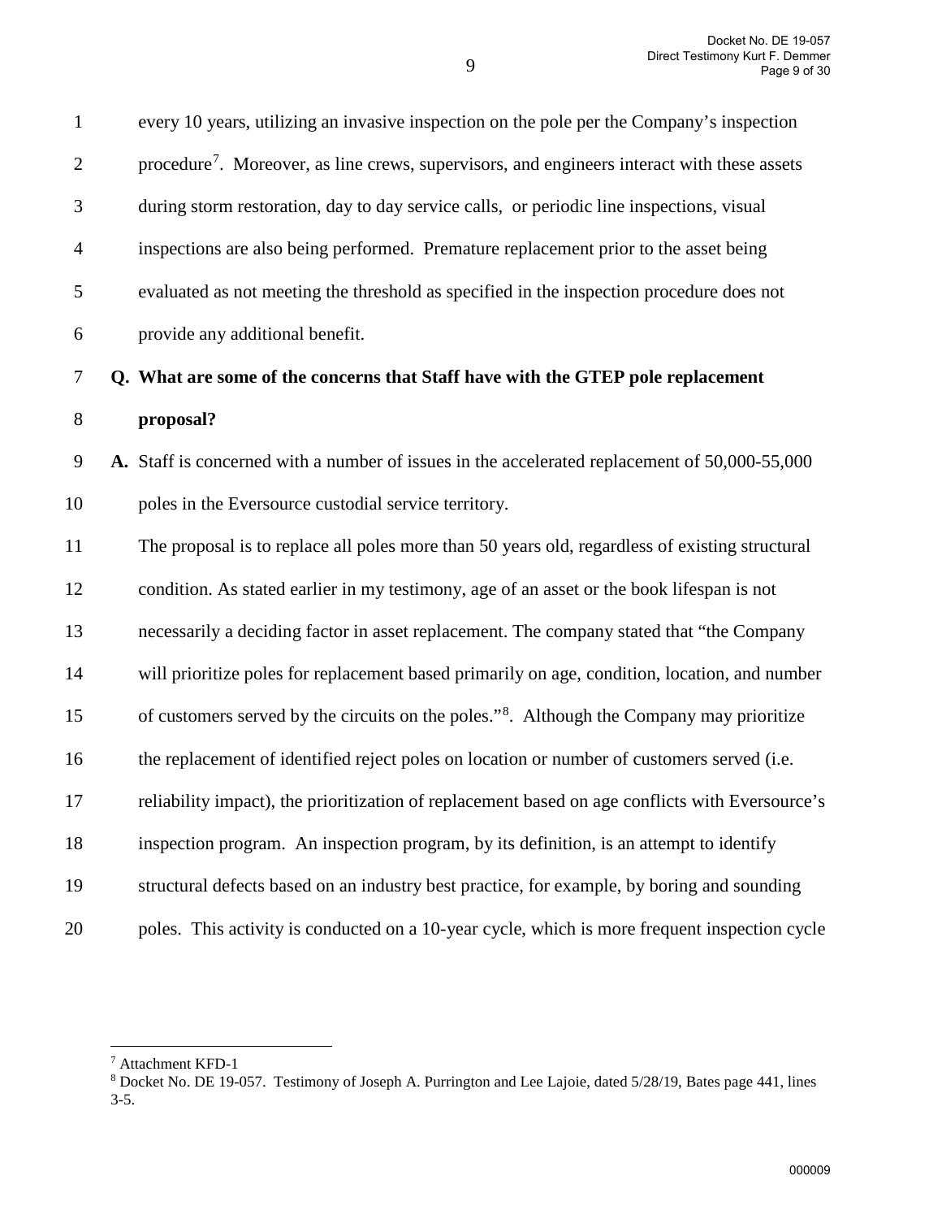every 10 years, utilizing an invasive inspection on the pole per the Company's inspection procedure[7]. Moreover, as line crews, supervisors, and engineers interact with these assets during storm restoration, day to day service calls, or periodic line inspections, visual inspections are also being performed. Premature replacement prior to the asset being evaluated as not meeting the threshold as specified in the inspection procedure does not provide any additional benefit.

**Q. What are some of the concerns that Staff have with the GTEP pole replacement proposal?**

**A.** Staff is concerned with a number of issues in the accelerated replacement of 50,000-55,000 poles in the Eversource custodial service territory.

The proposal is to replace all poles more than 50 years old, regardless of existing structural condition. As stated earlier in my testimony, age of an asset or the book lifespan is not necessarily a deciding factor in asset replacement. The company stated that "the Company will prioritize poles for replacement based primarily on age, condition, location, and number of customers served by the circuits on the poles."[8]. Although the Company may prioritize the replacement of identified reject poles on location or number of customers served (i.e. reliability impact), the prioritization of replacement based on age conflicts with Eversource's inspection program. An inspection program, by its definition, is an attempt to identify structural defects based on an industry best practice, for example, by boring and sounding poles. This activity is conducted on a 10-year cycle, which is more frequent inspection cycle

---

[7] Attachment KFD-1

[8] Docket No. DE 19-057. Testimony of Joseph A. Purrington and Lee Lajoie, dated 5/28/19, Bates page 441, lines 3-5.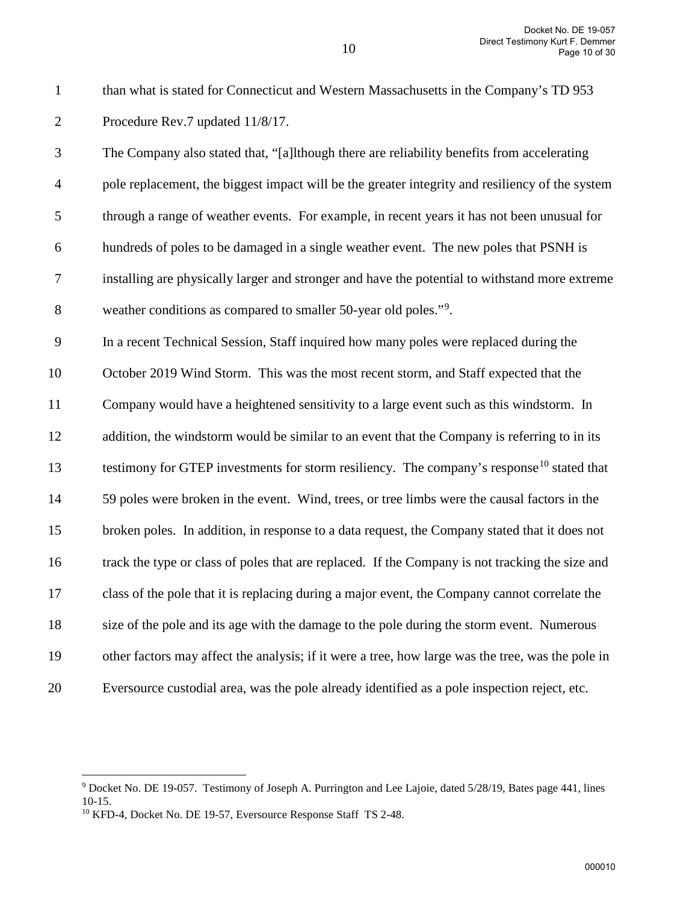than what is stated for Connecticut and Western Massachusetts in the Company's TD 953 Procedure Rev.7 updated 11/8/17.

The Company also stated that, "[a]lthough there are reliability benefits from accelerating pole replacement, the biggest impact will be the greater integrity and resiliency of the system through a range of weather events. For example, in recent years it has not been unusual for hundreds of poles to be damaged in a single weather event. The new poles that PSNH is installing are physically larger and stronger and have the potential to withstand more extreme weather conditions as compared to smaller 50-year old poles."[9].

In a recent Technical Session, Staff inquired how many poles were replaced during the October 2019 Wind Storm. This was the most recent storm, and Staff expected that the Company would have a heightened sensitivity to a large event such as this windstorm. In addition, the windstorm would be similar to an event that the Company is referring to in its testimony for GTEP investments for storm resiliency. The company's response[10] stated that 59 poles were broken in the event. Wind, trees, or tree limbs were the causal factors in the broken poles. In addition, in response to a data request, the Company stated that it does not track the type or class of poles that are replaced. If the Company is not tracking the size and class of the pole that it is replacing during a major event, the Company cannot correlate the size of the pole and its age with the damage to the pole during the storm event. Numerous other factors may affect the analysis; if it were a tree, how large was the tree, was the pole in Eversource custodial area, was the pole already identified as a pole inspection reject, etc.

---

[9] Docket No. DE 19-057. Testimony of Joseph A. Purrington and Lee Lajoie, dated 5/28/19, Bates page 441, lines 10-15.

[10] KFD-4, Docket No. DE 19-57, Eversource Response Staff TS 2-48.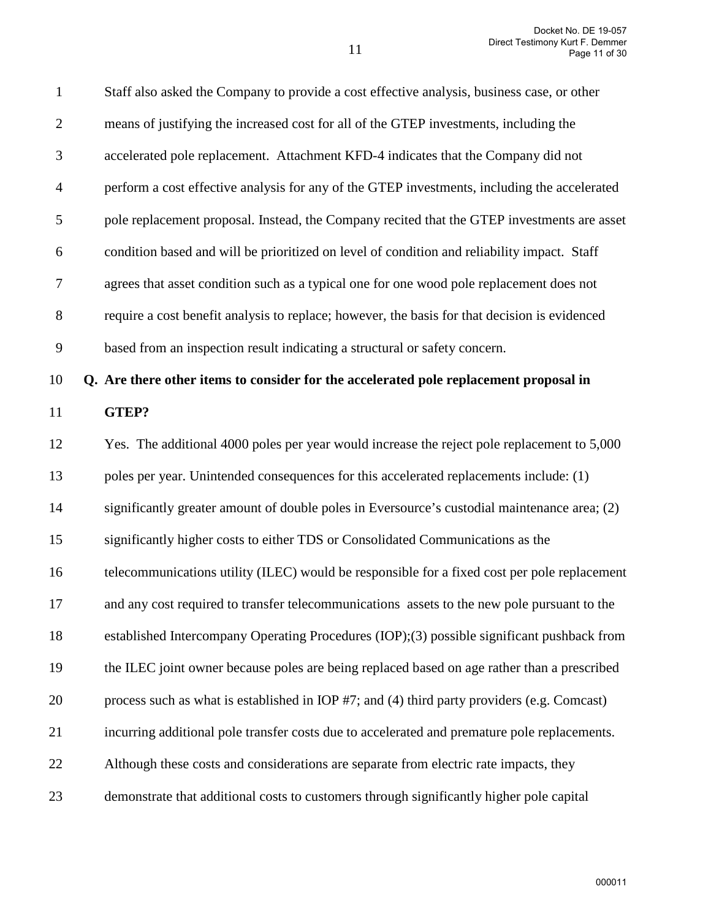Staff also asked the Company to provide a cost effective analysis, business case, or other means of justifying the increased cost for all of the GTEP investments, including the accelerated pole replacement. Attachment KFD-4 indicates that the Company did not perform a cost effective analysis for any of the GTEP investments, including the accelerated pole replacement proposal. Instead, the Company recited that the GTEP investments are asset condition based and will be prioritized on level of condition and reliability impact. Staff agrees that asset condition such as a typical one for one wood pole replacement does not require a cost benefit analysis to replace; however, the basis for that decision is evidenced based from an inspection result indicating a structural or safety concern.

**Q. Are there other items to consider for the accelerated pole replacement proposal in GTEP?**

Yes. The additional 4000 poles per year would increase the reject pole replacement to 5,000 poles per year. Unintended consequences for this accelerated replacements include: (1) significantly greater amount of double poles in Eversource's custodial maintenance area; (2) significantly higher costs to either TDS or Consolidated Communications as the telecommunications utility (ILEC) would be responsible for a fixed cost per pole replacement and any cost required to transfer telecommunications assets to the new pole pursuant to the established Intercompany Operating Procedures (IOP);(3) possible significant pushback from the ILEC joint owner because poles are being replaced based on age rather than a prescribed process such as what is established in IOP #7; and (4) third party providers (e.g. Comcast) incurring additional pole transfer costs due to accelerated and premature pole replacements. Although these costs and considerations are separate from electric rate impacts, they demonstrate that additional costs to customers through significantly higher pole capital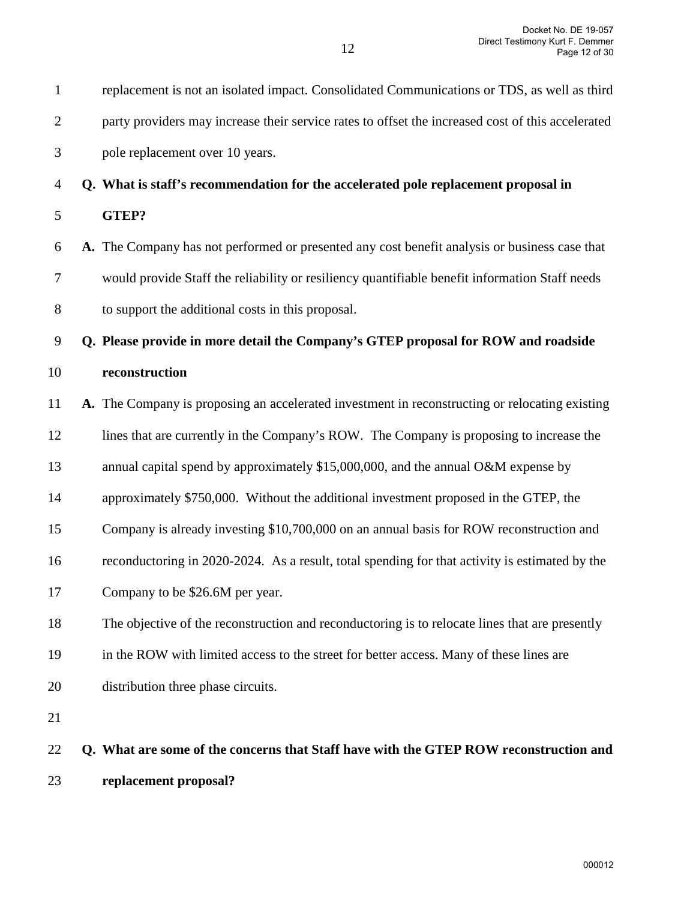replacement is not an isolated impact. Consolidated Communications or TDS, as well as third party providers may increase their service rates to offset the increased cost of this accelerated pole replacement over 10 years.

**Q. What is staff's recommendation for the accelerated pole replacement proposal in GTEP?**

**A.** The Company has not performed or presented any cost benefit analysis or business case that would provide Staff the reliability or resiliency quantifiable benefit information Staff needs to support the additional costs in this proposal.

**Q. Please provide in more detail the Company's GTEP proposal for ROW and roadside reconstruction**

**A.** The Company is proposing an accelerated investment in reconstructing or relocating existing lines that are currently in the Company's ROW. The Company is proposing to increase the annual capital spend by approximately $15,000,000, and the annual O&M expense by approximately $750,000. Without the additional investment proposed in the GTEP, the Company is already investing $10,700,000 on an annual basis for ROW reconstruction and reconductoring in 2020-2024. As a result, total spending for that activity is estimated by the Company to be $26.6M per year.

The objective of the reconstruction and reconductoring is to relocate lines that are presently in the ROW with limited access to the street for better access. Many of these lines are distribution three phase circuits.

**Q. What are some of the concerns that Staff have with the GTEP ROW reconstruction and replacement proposal?**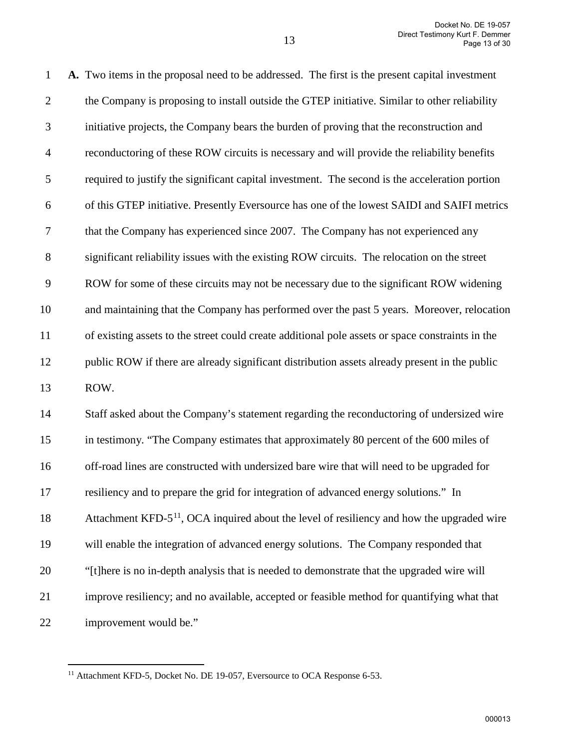**A.** Two items in the proposal need to be addressed. The first is the present capital investment the Company is proposing to install outside the GTEP initiative. Similar to other reliability initiative projects, the Company bears the burden of proving that the reconstruction and reconductoring of these ROW circuits is necessary and will provide the reliability benefits required to justify the significant capital investment. The second is the acceleration portion of this GTEP initiative. Presently Eversource has one of the lowest SAIDI and SAIFI metrics that the Company has experienced since 2007. The Company has not experienced any significant reliability issues with the existing ROW circuits. The relocation on the street ROW for some of these circuits may not be necessary due to the significant ROW widening and maintaining that the Company has performed over the past 5 years. Moreover, relocation of existing assets to the street could create additional pole assets or space constraints in the public ROW if there are already significant distribution assets already present in the public ROW.

Staff asked about the Company's statement regarding the reconductoring of undersized wire in testimony. "The Company estimates that approximately 80 percent of the 600 miles of off-road lines are constructed with undersized bare wire that will need to be upgraded for resiliency and to prepare the grid for integration of advanced energy solutions." In Attachment KFD-5[11], OCA inquired about the level of resiliency and how the upgraded wire will enable the integration of advanced energy solutions. The Company responded that "[t]here is no in-depth analysis that is needed to demonstrate that the upgraded wire will improve resiliency; and no available, accepted or feasible method for quantifying what that improvement would be."

[11] Attachment KFD-5, Docket No. DE 19-057, Eversource to OCA Response 6-53.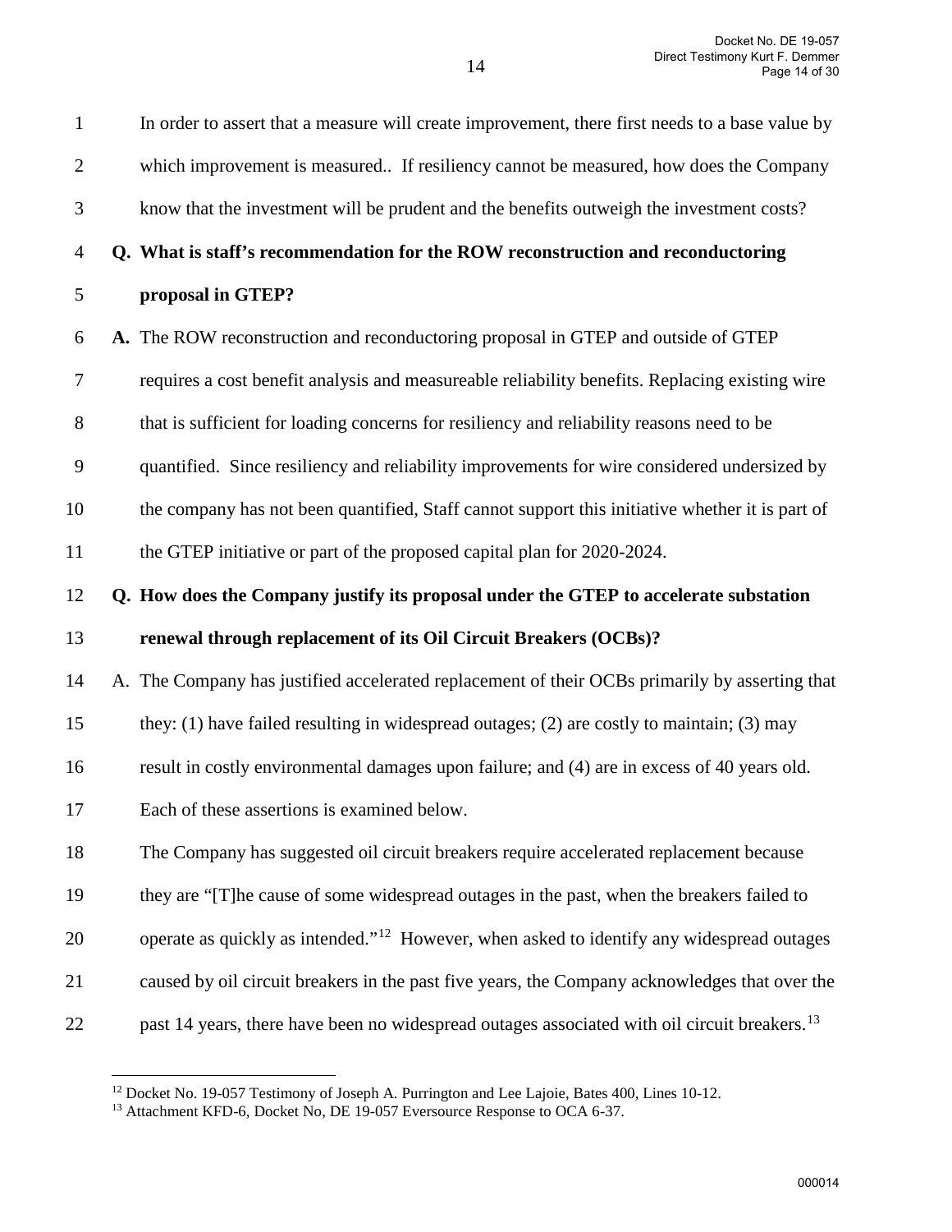In order to assert that a measure will create improvement, there first needs to a base value by which improvement is measured.. If resiliency cannot be measured, how does the Company know that the investment will be prudent and the benefits outweigh the investment costs?

**Q. What is staff's recommendation for the ROW reconstruction and reconductoring proposal in GTEP?**

**A.** The ROW reconstruction and reconductoring proposal in GTEP and outside of GTEP requires a cost benefit analysis and measureable reliability benefits. Replacing existing wire that is sufficient for loading concerns for resiliency and reliability reasons need to be quantified. Since resiliency and reliability improvements for wire considered undersized by the company has not been quantified, Staff cannot support this initiative whether it is part of the GTEP initiative or part of the proposed capital plan for 2020-2024.

**Q. How does the Company justify its proposal under the GTEP to accelerate substation renewal through replacement of its Oil Circuit Breakers (OCBs)?**

A. The Company has justified accelerated replacement of their OCBs primarily by asserting that they: (1) have failed resulting in widespread outages; (2) are costly to maintain; (3) may result in costly environmental damages upon failure; and (4) are in excess of 40 years old. Each of these assertions is examined below.

The Company has suggested oil circuit breakers require accelerated replacement because they are "[T]he cause of some widespread outages in the past, when the breakers failed to operate as quickly as intended."[12] However, when asked to identify any widespread outages caused by oil circuit breakers in the past five years, the Company acknowledges that over the past 14 years, there have been no widespread outages associated with oil circuit breakers.[13]

---

[12] Docket No. 19-057 Testimony of Joseph A. Purrington and Lee Lajoie, Bates 400, Lines 10-12.

[13] Attachment KFD-6, Docket No, DE 19-057 Eversource Response to OCA 6-37.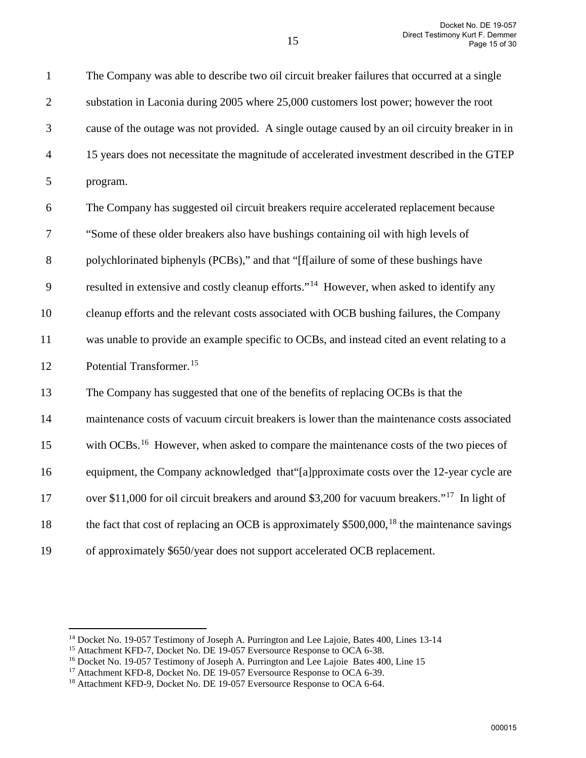The Company was able to describe two oil circuit breaker failures that occurred at a single substation in Laconia during 2005 where 25,000 customers lost power; however the root cause of the outage was not provided. A single outage caused by an oil circuity breaker in in 15 years does not necessitate the magnitude of accelerated investment described in the GTEP program.

The Company has suggested oil circuit breakers require accelerated replacement because "Some of these older breakers also have bushings containing oil with high levels of polychlorinated biphenyls (PCBs)," and that "[f[ailure of some of these bushings have resulted in extensive and costly cleanup efforts."[14] However, when asked to identify any cleanup efforts and the relevant costs associated with OCB bushing failures, the Company was unable to provide an example specific to OCBs, and instead cited an event relating to a Potential Transformer.[15]

The Company has suggested that one of the benefits of replacing OCBs is that the maintenance costs of vacuum circuit breakers is lower than the maintenance costs associated with OCBs.[16] However, when asked to compare the maintenance costs of the two pieces of equipment, the Company acknowledged that"[a]pproximate costs over the 12-year cycle are over $11,000 for oil circuit breakers and around $3,200 for vacuum breakers."[17] In light of the fact that cost of replacing an OCB is approximately $500,000,[18] the maintenance savings of approximately $650/year does not support accelerated OCB replacement.

---

[14] Docket No. 19-057 Testimony of Joseph A. Purrington and Lee Lajoie, Bates 400, Lines 13-14

[15] Attachment KFD-7, Docket No. DE 19-057 Eversource Response to OCA 6-38.

[16] Docket No. 19-057 Testimony of Joseph A. Purrington and Lee Lajoie Bates 400, Line 15

[17] Attachment KFD-8, Docket No. DE 19-057 Eversource Response to OCA 6-39.

[18] Attachment KFD-9, Docket No. DE 19-057 Eversource Response to OCA 6-64.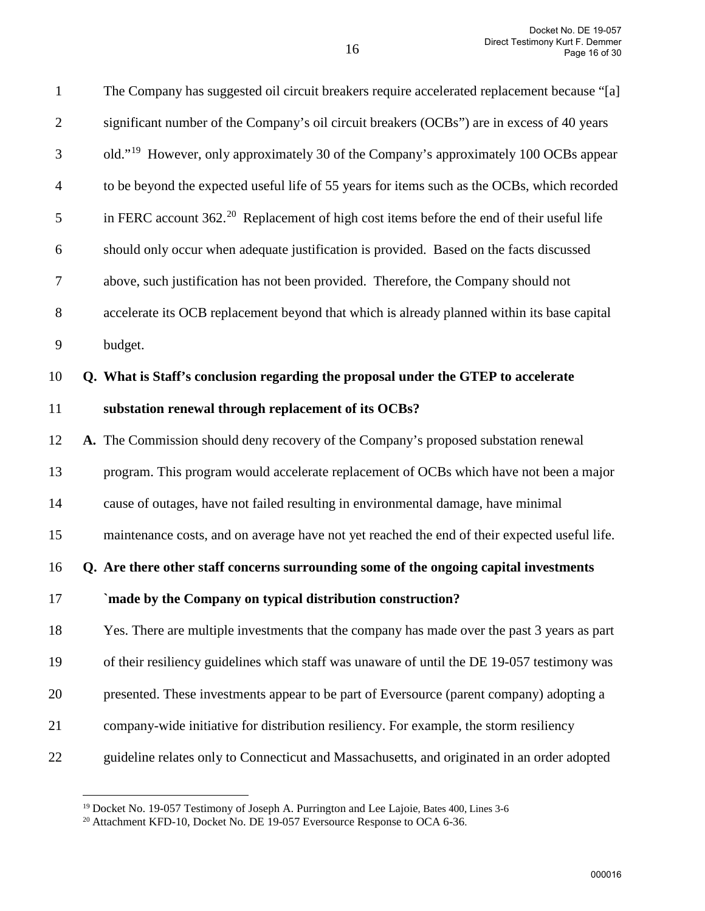The Company has suggested oil circuit breakers require accelerated replacement because "[a] significant number of the Company's oil circuit breakers (OCBs") are in excess of 40 years old."[19] However, only approximately 30 of the Company's approximately 100 OCBs appear to be beyond the expected useful life of 55 years for items such as the OCBs, which recorded in FERC account 362.[20] Replacement of high cost items before the end of their useful life should only occur when adequate justification is provided. Based on the facts discussed above, such justification has not been provided. Therefore, the Company should not accelerate its OCB replacement beyond that which is already planned within its base capital budget.

**Q. What is Staff's conclusion regarding the proposal under the GTEP to accelerate substation renewal through replacement of its OCBs?**

**A.** The Commission should deny recovery of the Company's proposed substation renewal program. This program would accelerate replacement of OCBs which have not been a major cause of outages, have not failed resulting in environmental damage, have minimal maintenance costs, and on average have not yet reached the end of their expected useful life.

**Q. Are there other staff concerns surrounding some of the ongoing capital investments `made by the Company on typical distribution construction?**

Yes. There are multiple investments that the company has made over the past 3 years as part of their resiliency guidelines which staff was unaware of until the DE 19-057 testimony was presented. These investments appear to be part of Eversource (parent company) adopting a company-wide initiative for distribution resiliency. For example, the storm resiliency guideline relates only to Connecticut and Massachusetts, and originated in an order adopted

---

[19] Docket No. 19-057 Testimony of Joseph A. Purrington and Lee Lajoie, Bates 400, Lines 3-6

[20] Attachment KFD-10, Docket No. DE 19-057 Eversource Response to OCA 6-36.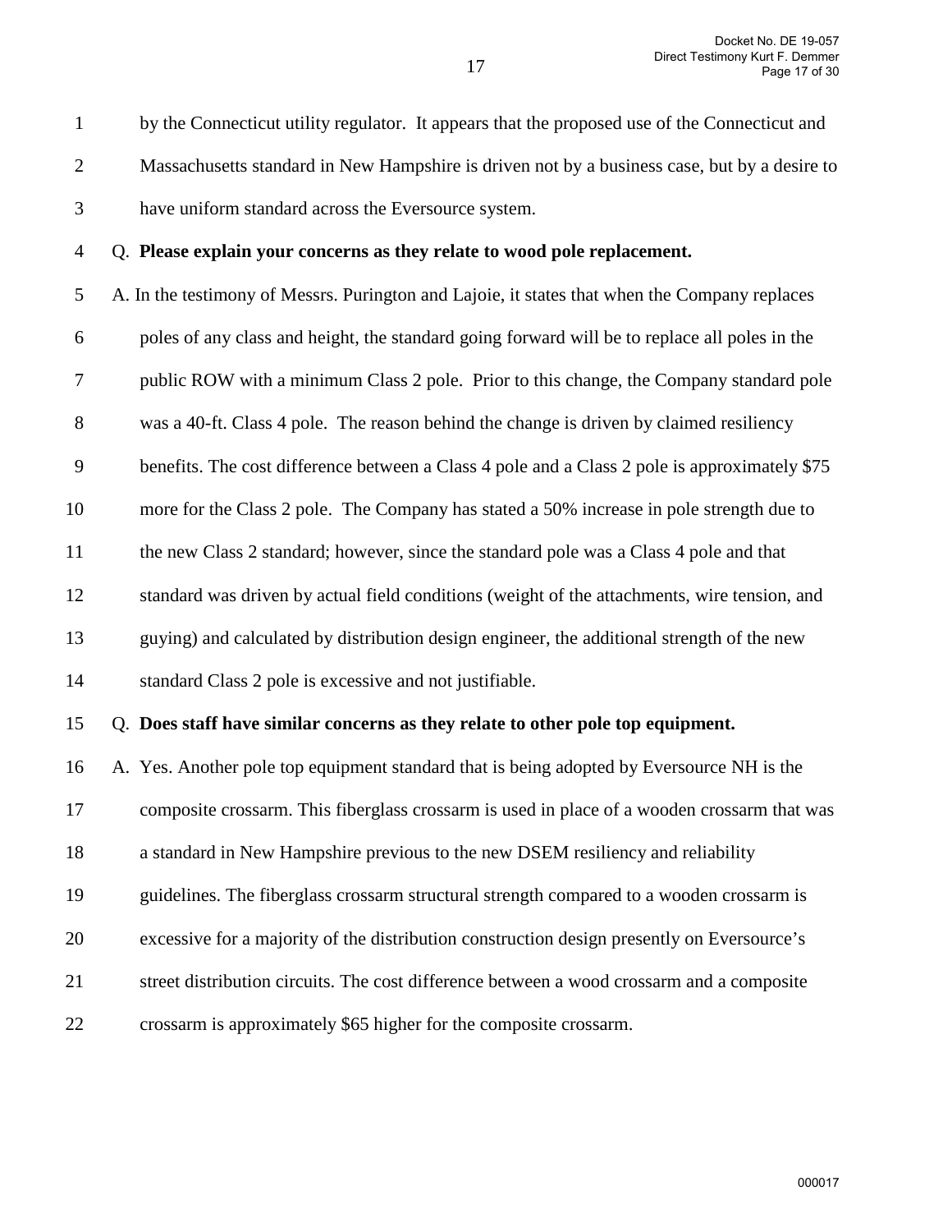by the Connecticut utility regulator. It appears that the proposed use of the Connecticut and Massachusetts standard in New Hampshire is driven not by a business case, but by a desire to have uniform standard across the Eversource system.

Q. **Please explain your concerns as they relate to wood pole replacement.**

A. In the testimony of Messrs. Purington and Lajoie, it states that when the Company replaces poles of any class and height, the standard going forward will be to replace all poles in the public ROW with a minimum Class 2 pole. Prior to this change, the Company standard pole was a 40-ft. Class 4 pole. The reason behind the change is driven by claimed resiliency benefits. The cost difference between a Class 4 pole and a Class 2 pole is approximately $75 more for the Class 2 pole. The Company has stated a 50% increase in pole strength due to the new Class 2 standard; however, since the standard pole was a Class 4 pole and that standard was driven by actual field conditions (weight of the attachments, wire tension, and guying) and calculated by distribution design engineer, the additional strength of the new standard Class 2 pole is excessive and not justifiable.

Q. **Does staff have similar concerns as they relate to other pole top equipment.**

A. Yes. Another pole top equipment standard that is being adopted by Eversource NH is the composite crossarm. This fiberglass crossarm is used in place of a wooden crossarm that was a standard in New Hampshire previous to the new DSEM resiliency and reliability guidelines. The fiberglass crossarm structural strength compared to a wooden crossarm is excessive for a majority of the distribution construction design presently on Eversource's street distribution circuits. The cost difference between a wood crossarm and a composite crossarm is approximately $65 higher for the composite crossarm.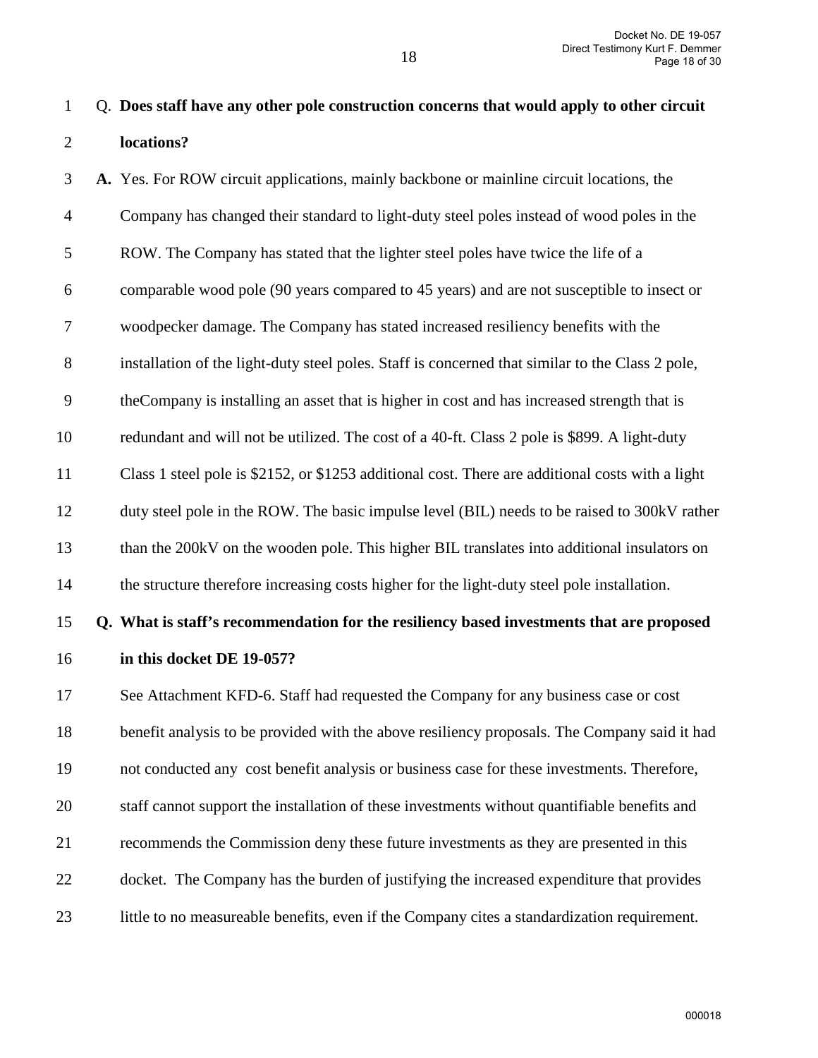Q. **Does staff have any other pole construction concerns that would apply to other circuit locations?**

**A.** Yes. For ROW circuit applications, mainly backbone or mainline circuit locations, the Company has changed their standard to light-duty steel poles instead of wood poles in the ROW. The Company has stated that the lighter steel poles have twice the life of a comparable wood pole (90 years compared to 45 years) and are not susceptible to insect or woodpecker damage. The Company has stated increased resiliency benefits with the installation of the light-duty steel poles. Staff is concerned that similar to the Class 2 pole, theCompany is installing an asset that is higher in cost and has increased strength that is redundant and will not be utilized. The cost of a 40-ft. Class 2 pole is $899. A light-duty Class 1 steel pole is $2152, or $1253 additional cost. There are additional costs with a light duty steel pole in the ROW. The basic impulse level (BIL) needs to be raised to 300kV rather than the 200kV on the wooden pole. This higher BIL translates into additional insulators on the structure therefore increasing costs higher for the light-duty steel pole installation.

**Q. What is staff's recommendation for the resiliency based investments that are proposed in this docket DE 19-057?**

See Attachment KFD-6. Staff had requested the Company for any business case or cost benefit analysis to be provided with the above resiliency proposals. The Company said it had not conducted any cost benefit analysis or business case for these investments. Therefore, staff cannot support the installation of these investments without quantifiable benefits and recommends the Commission deny these future investments as they are presented in this docket. The Company has the burden of justifying the increased expenditure that provides little to no measureable benefits, even if the Company cites a standardization requirement.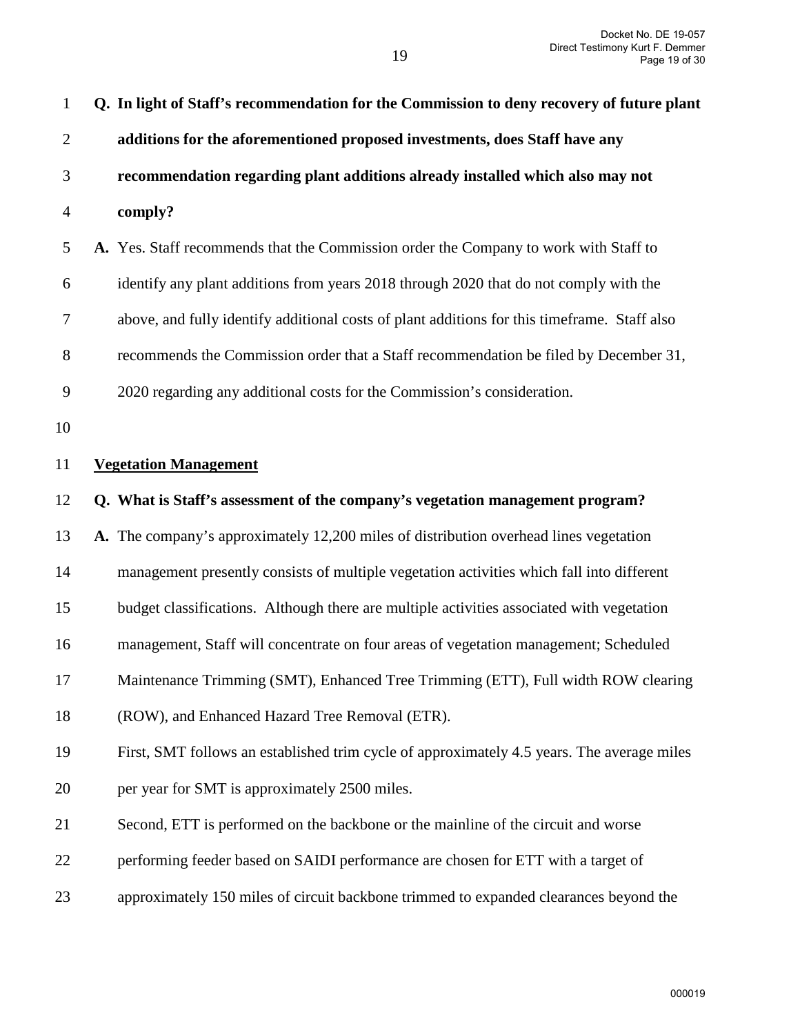**Q. In light of Staff's recommendation for the Commission to deny recovery of future plant additions for the aforementioned proposed investments, does Staff have any recommendation regarding plant additions already installed which also may not comply?**

**A.** Yes. Staff recommends that the Commission order the Company to work with Staff to identify any plant additions from years 2018 through 2020 that do not comply with the above, and fully identify additional costs of plant additions for this timeframe. Staff also recommends the Commission order that a Staff recommendation be filed by December 31, 2020 regarding any additional costs for the Commission's consideration.

**Vegetation Management**

**Q. What is Staff's assessment of the company's vegetation management program?**

**A.** The company's approximately 12,200 miles of distribution overhead lines vegetation management presently consists of multiple vegetation activities which fall into different budget classifications. Although there are multiple activities associated with vegetation management, Staff will concentrate on four areas of vegetation management; Scheduled Maintenance Trimming (SMT), Enhanced Tree Trimming (ETT), Full width ROW clearing (ROW), and Enhanced Hazard Tree Removal (ETR).

First, SMT follows an established trim cycle of approximately 4.5 years. The average miles per year for SMT is approximately 2500 miles.

Second, ETT is performed on the backbone or the mainline of the circuit and worse performing feeder based on SAIDI performance are chosen for ETT with a target of approximately 150 miles of circuit backbone trimmed to expanded clearances beyond the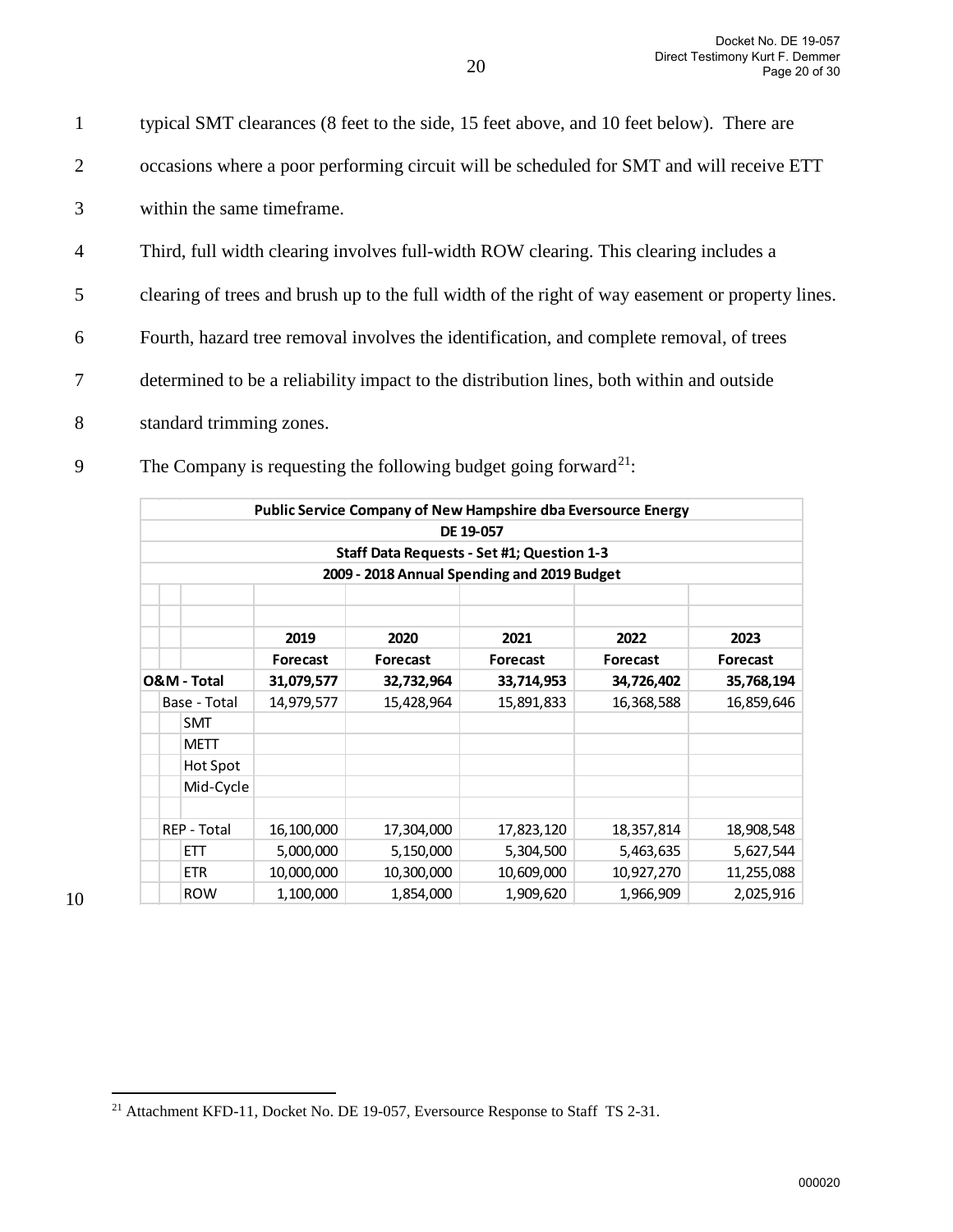typical SMT clearances (8 feet to the side, 15 feet above, and 10 feet below). There are occasions where a poor performing circuit will be scheduled for SMT and will receive ETT within the same timeframe.

Third, full width clearing involves full-width ROW clearing. This clearing includes a clearing of trees and brush up to the full width of the right of way easement or property lines.

Fourth, hazard tree removal involves the identification, and complete removal, of trees determined to be a reliability impact to the distribution lines, both within and outside standard trimming zones.

The Company is requesting the following budget going forward[21]:

| Public Service Company of New Hampshire dba Eversource Energy | | | | | |
|---|---|---|---|---|---|
| DE 19-057 | | | | | |
| Staff Data Requests - Set #1; Question 1-3 | | | | | |
| 2009 - 2018 Annual Spending and 2019 Budget | | | | | |
| | **2019 Forecast** | **2020 Forecast** | **2021 Forecast** | **2022 Forecast** | **2023 Forecast** |
| **O&M - Total** | **31,079,577** | **32,732,964** | **33,714,953** | **34,726,402** | **35,768,194** |
| Base - Total | 14,979,577 | 15,428,964 | 15,891,833 | 16,368,588 | 16,859,646 |
| SMT | | | | | |
| METT | | | | | |
| Hot Spot | | | | | |
| Mid-Cycle | | | | | |
| | | | | | |
| REP - Total | 16,100,000 | 17,304,000 | 17,823,120 | 18,357,814 | 18,908,548 |
| ETT | 5,000,000 | 5,150,000 | 5,304,500 | 5,463,635 | 5,627,544 |
| ETR | 10,000,000 | 10,300,000 | 10,609,000 | 10,927,270 | 11,255,088 |
| ROW | 1,100,000 | 1,854,000 | 1,909,620 | 1,966,909 | 2,025,916 |

[21] Attachment KFD-11, Docket No. DE 19-057, Eversource Response to Staff TS 2-31.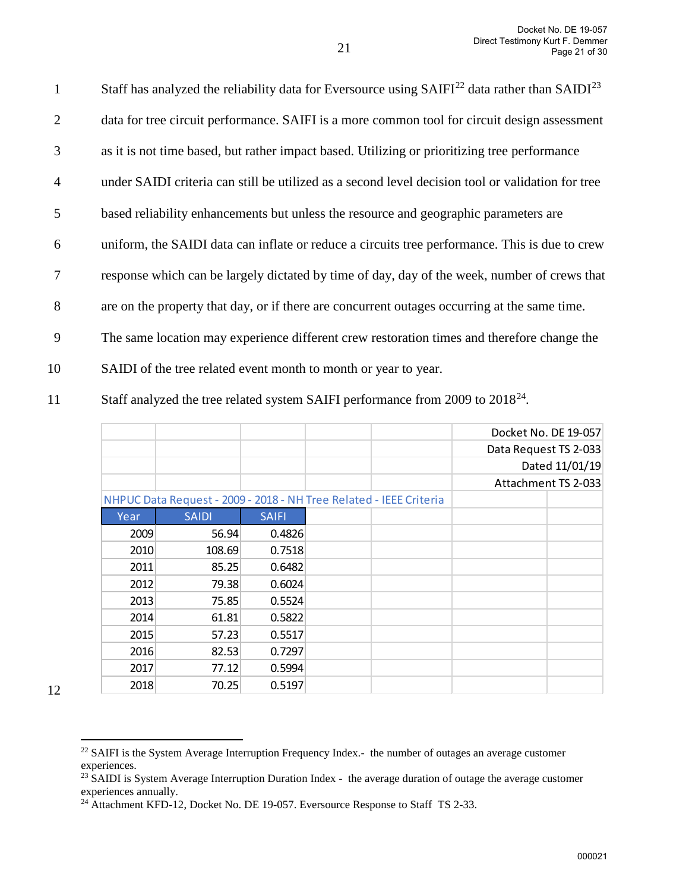Staff has analyzed the reliability data for Eversource using SAIFI[22] data rather than SAIDI[23] data for tree circuit performance. SAIFI is a more common tool for circuit design assessment as it is not time based, but rather impact based. Utilizing or prioritizing tree performance under SAIDI criteria can still be utilized as a second level decision tool or validation for tree based reliability enhancements but unless the resource and geographic parameters are uniform, the SAIDI data can inflate or reduce a circuits tree performance. This is due to crew response which can be largely dictated by time of day, day of the week, number of crews that are on the property that day, or if there are concurrent outages occurring at the same time. The same location may experience different crew restoration times and therefore change the SAIDI of the tree related event month to month or year to year.

Staff analyzed the tree related system SAIFI performance from 2009 to 2018[24].

Docket No. DE 19-057
Data Request TS 2-033
Dated 11/01/19
Attachment TS 2-033

NHPUC Data Request - 2009 - 2018 - NH Tree Related - IEEE Criteria

| Year | SAIDI | SAIFI |
|---|---|---|
| 2009 | 56.94 | 0.4826 |
| 2010 | 108.69 | 0.7518 |
| 2011 | 85.25 | 0.6482 |
| 2012 | 79.38 | 0.6024 |
| 2013 | 75.85 | 0.5524 |
| 2014 | 61.81 | 0.5822 |
| 2015 | 57.23 | 0.5517 |
| 2016 | 82.53 | 0.7297 |
| 2017 | 77.12 | 0.5994 |
| 2018 | 70.25 | 0.5197 |

---

[22] SAIFI is the System Average Interruption Frequency Index.- the number of outages an average customer experiences.

[23] SAIDI is System Average Interruption Duration Index - the average duration of outage the average customer experiences annually.

[24] Attachment KFD-12, Docket No. DE 19-057. Eversource Response to Staff TS 2-33.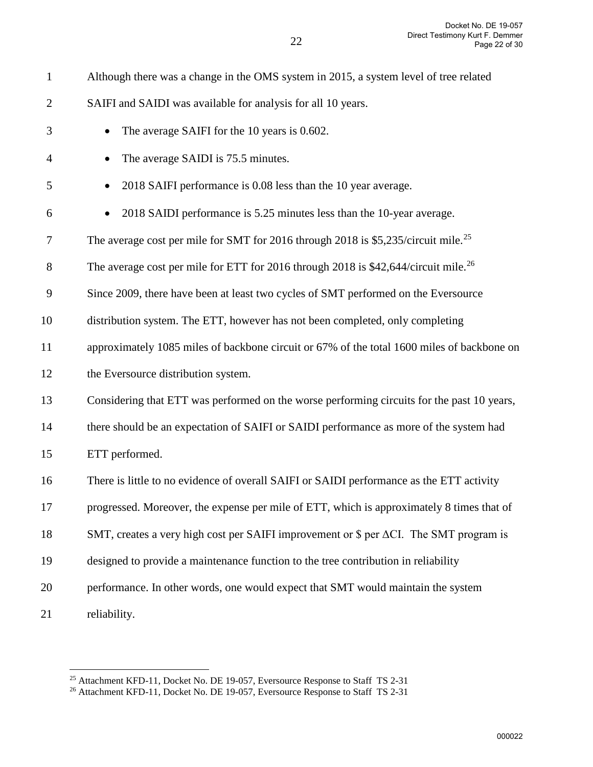Although there was a change in the OMS system in 2015, a system level of tree related SAIFI and SAIDI was available for analysis for all 10 years.

- The average SAIFI for the 10 years is 0.602.
- The average SAIDI is 75.5 minutes.
- 2018 SAIFI performance is 0.08 less than the 10 year average.
- 2018 SAIDI performance is 5.25 minutes less than the 10-year average.

The average cost per mile for SMT for 2016 through 2018 is $5,235/circuit mile.[25]

The average cost per mile for ETT for 2016 through 2018 is $42,644/circuit mile.[26]

Since 2009, there have been at least two cycles of SMT performed on the Eversource distribution system. The ETT, however has not been completed, only completing approximately 1085 miles of backbone circuit or 67% of the total 1600 miles of backbone on the Eversource distribution system.

Considering that ETT was performed on the worse performing circuits for the past 10 years, there should be an expectation of SAIFI or SAIDI performance as more of the system had ETT performed.

There is little to no evidence of overall SAIFI or SAIDI performance as the ETT activity progressed. Moreover, the expense per mile of ETT, which is approximately 8 times that of SMT, creates a very high cost per SAIFI improvement or $ per $\Delta$CI. The SMT program is designed to provide a maintenance function to the tree contribution in reliability performance. In other words, one would expect that SMT would maintain the system reliability.

---

[25] Attachment KFD-11, Docket No. DE 19-057, Eversource Response to Staff TS 2-31

[26] Attachment KFD-11, Docket No. DE 19-057, Eversource Response to Staff TS 2-31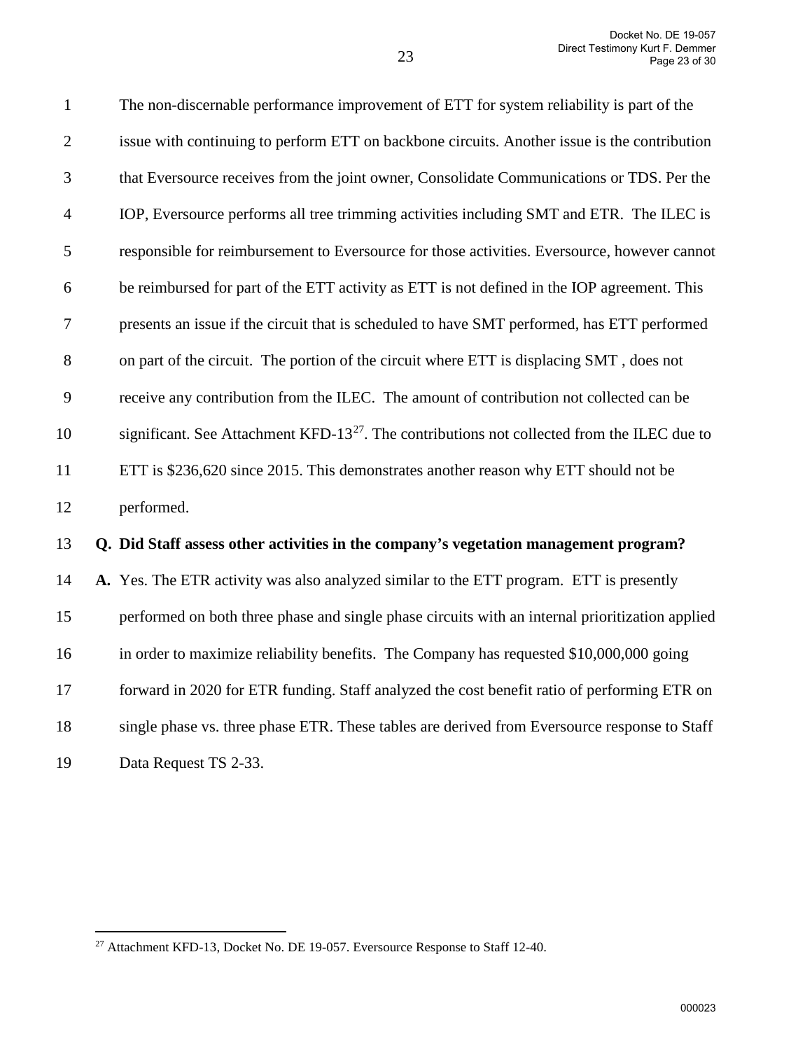The non-discernable performance improvement of ETT for system reliability is part of the issue with continuing to perform ETT on backbone circuits. Another issue is the contribution that Eversource receives from the joint owner, Consolidate Communications or TDS. Per the IOP, Eversource performs all tree trimming activities including SMT and ETR. The ILEC is responsible for reimbursement to Eversource for those activities. Eversource, however cannot be reimbursed for part of the ETT activity as ETT is not defined in the IOP agreement. This presents an issue if the circuit that is scheduled to have SMT performed, has ETT performed on part of the circuit. The portion of the circuit where ETT is displacing SMT , does not receive any contribution from the ILEC. The amount of contribution not collected can be significant. See Attachment KFD-13[27]. The contributions not collected from the ILEC due to ETT is $236,620 since 2015. This demonstrates another reason why ETT should not be performed.

**Q. Did Staff assess other activities in the company's vegetation management program?**

**A.** Yes. The ETR activity was also analyzed similar to the ETT program. ETT is presently performed on both three phase and single phase circuits with an internal prioritization applied in order to maximize reliability benefits. The Company has requested $10,000,000 going forward in 2020 for ETR funding. Staff analyzed the cost benefit ratio of performing ETR on single phase vs. three phase ETR. These tables are derived from Eversource response to Staff Data Request TS 2-33.

---

[27] Attachment KFD-13, Docket No. DE 19-057. Eversource Response to Staff 12-40.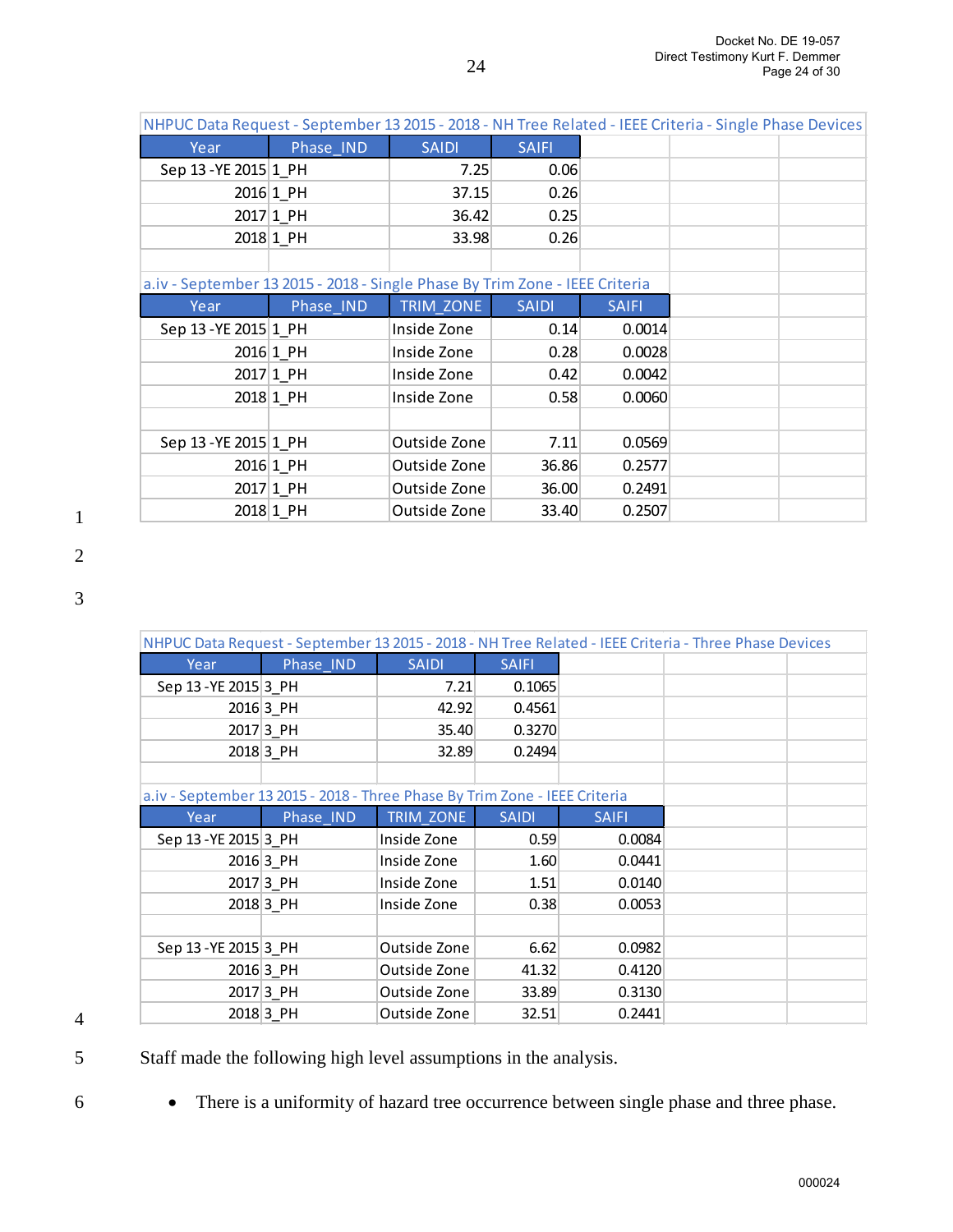NHPUC Data Request - September 13 2015 - 2018 - NH Tree Related - IEEE Criteria - Single Phase Devices

| Year | Phase_IND | SAIDI | SAIFI |
|---|---|---|---|
| Sep 13 -YE 2015 | 1_PH | 7.25 | 0.06 |
| 2016 | 1_PH | 37.15 | 0.26 |
| 2017 | 1_PH | 36.42 | 0.25 |
| 2018 | 1_PH | 33.98 | 0.26 |

a.iv - September 13 2015 - 2018 - Single Phase By Trim Zone - IEEE Criteria

| Year | Phase_IND | TRIM_ZONE | SAIDI | SAIFI |
|---|---|---|---|---|
| Sep 13 -YE 2015 | 1_PH | Inside Zone | 0.14 | 0.0014 |
| 2016 | 1_PH | Inside Zone | 0.28 | 0.0028 |
| 2017 | 1_PH | Inside Zone | 0.42 | 0.0042 |
| 2018 | 1_PH | Inside Zone | 0.58 | 0.0060 |
| | | | | |
| Sep 13 -YE 2015 | 1_PH | Outside Zone | 7.11 | 0.0569 |
| 2016 | 1_PH | Outside Zone | 36.86 | 0.2577 |
| 2017 | 1_PH | Outside Zone | 36.00 | 0.2491 |
| 2018 | 1_PH | Outside Zone | 33.40 | 0.2507 |

NHPUC Data Request - September 13 2015 - 2018 - NH Tree Related - IEEE Criteria - Three Phase Devices

| Year | Phase_IND | SAIDI | SAIFI |
|---|---|---|---|
| Sep 13 -YE 2015 | 3_PH | 7.21 | 0.1065 |
| 2016 | 3_PH | 42.92 | 0.4561 |
| 2017 | 3_PH | 35.40 | 0.3270 |
| 2018 | 3_PH | 32.89 | 0.2494 |

a.iv - September 13 2015 - 2018 - Three Phase By Trim Zone - IEEE Criteria

| Year | Phase_IND | TRIM_ZONE | SAIDI | SAIFI |
|---|---|---|---|---|
| Sep 13 -YE 2015 | 3_PH | Inside Zone | 0.59 | 0.0084 |
| 2016 | 3_PH | Inside Zone | 1.60 | 0.0441 |
| 2017 | 3_PH | Inside Zone | 1.51 | 0.0140 |
| 2018 | 3_PH | Inside Zone | 0.38 | 0.0053 |
| | | | | |
| Sep 13 -YE 2015 | 3_PH | Outside Zone | 6.62 | 0.0982 |
| 2016 | 3_PH | Outside Zone | 41.32 | 0.4120 |
| 2017 | 3_PH | Outside Zone | 33.89 | 0.3130 |
| 2018 | 3_PH | Outside Zone | 32.51 | 0.2441 |

Staff made the following high level assumptions in the analysis.

- There is a uniformity of hazard tree occurrence between single phase and three phase.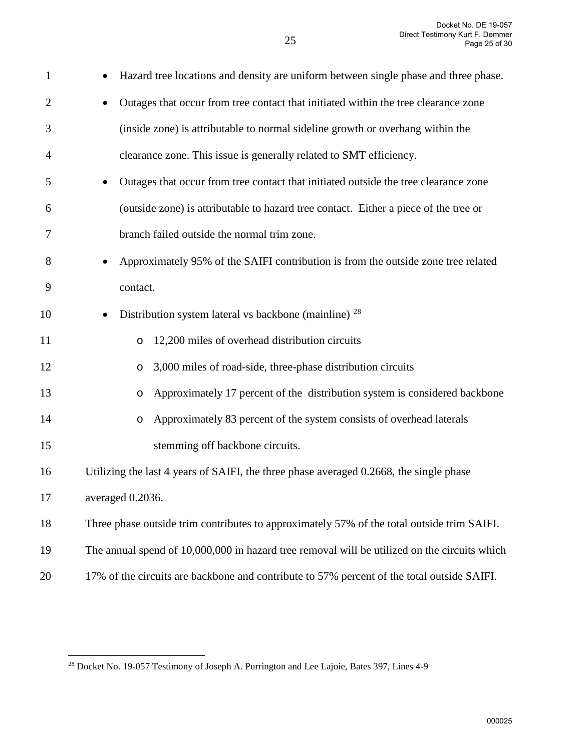- Hazard tree locations and density are uniform between single phase and three phase.
- Outages that occur from tree contact that initiated within the tree clearance zone (inside zone) is attributable to normal sideline growth or overhang within the clearance zone. This issue is generally related to SMT efficiency.
- Outages that occur from tree contact that initiated outside the tree clearance zone (outside zone) is attributable to hazard tree contact. Either a piece of the tree or branch failed outside the normal trim zone.
- Approximately 95% of the SAIFI contribution is from the outside zone tree related contact.
- Distribution system lateral vs backbone (mainline) [28]
  - 12,200 miles of overhead distribution circuits
  - 3,000 miles of road-side, three-phase distribution circuits
  - Approximately 17 percent of the distribution system is considered backbone
  - Approximately 83 percent of the system consists of overhead laterals stemming off backbone circuits.

Utilizing the last 4 years of SAIFI, the three phase averaged 0.2668, the single phase averaged 0.2036.

Three phase outside trim contributes to approximately 57% of the total outside trim SAIFI.

The annual spend of 10,000,000 in hazard tree removal will be utilized on the circuits which 17% of the circuits are backbone and contribute to 57% percent of the total outside SAIFI.

---

[28] Docket No. 19-057 Testimony of Joseph A. Purrington and Lee Lajoie, Bates 397, Lines 4-9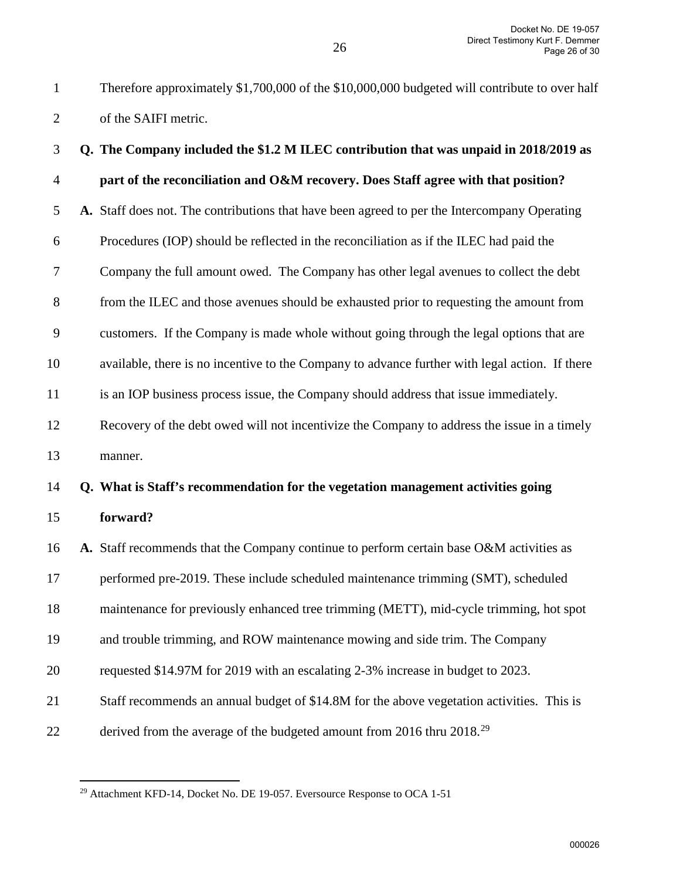Therefore approximately $1,700,000 of the $10,000,000 budgeted will contribute to over half of the SAIFI metric.

**Q. The Company included the $1.2 M ILEC contribution that was unpaid in 2018/2019 as part of the reconciliation and O&M recovery. Does Staff agree with that position?**

**A.** Staff does not. The contributions that have been agreed to per the Intercompany Operating Procedures (IOP) should be reflected in the reconciliation as if the ILEC had paid the Company the full amount owed. The Company has other legal avenues to collect the debt from the ILEC and those avenues should be exhausted prior to requesting the amount from customers. If the Company is made whole without going through the legal options that are available, there is no incentive to the Company to advance further with legal action. If there is an IOP business process issue, the Company should address that issue immediately. Recovery of the debt owed will not incentivize the Company to address the issue in a timely manner.

**Q. What is Staff's recommendation for the vegetation management activities going forward?**

**A.** Staff recommends that the Company continue to perform certain base O&M activities as performed pre-2019. These include scheduled maintenance trimming (SMT), scheduled maintenance for previously enhanced tree trimming (METT), mid-cycle trimming, hot spot and trouble trimming, and ROW maintenance mowing and side trim. The Company requested $14.97M for 2019 with an escalating 2-3% increase in budget to 2023. Staff recommends an annual budget of $14.8M for the above vegetation activities. This is derived from the average of the budgeted amount from 2016 thru 2018.[29]

[29] Attachment KFD-14, Docket No. DE 19-057. Eversource Response to OCA 1-51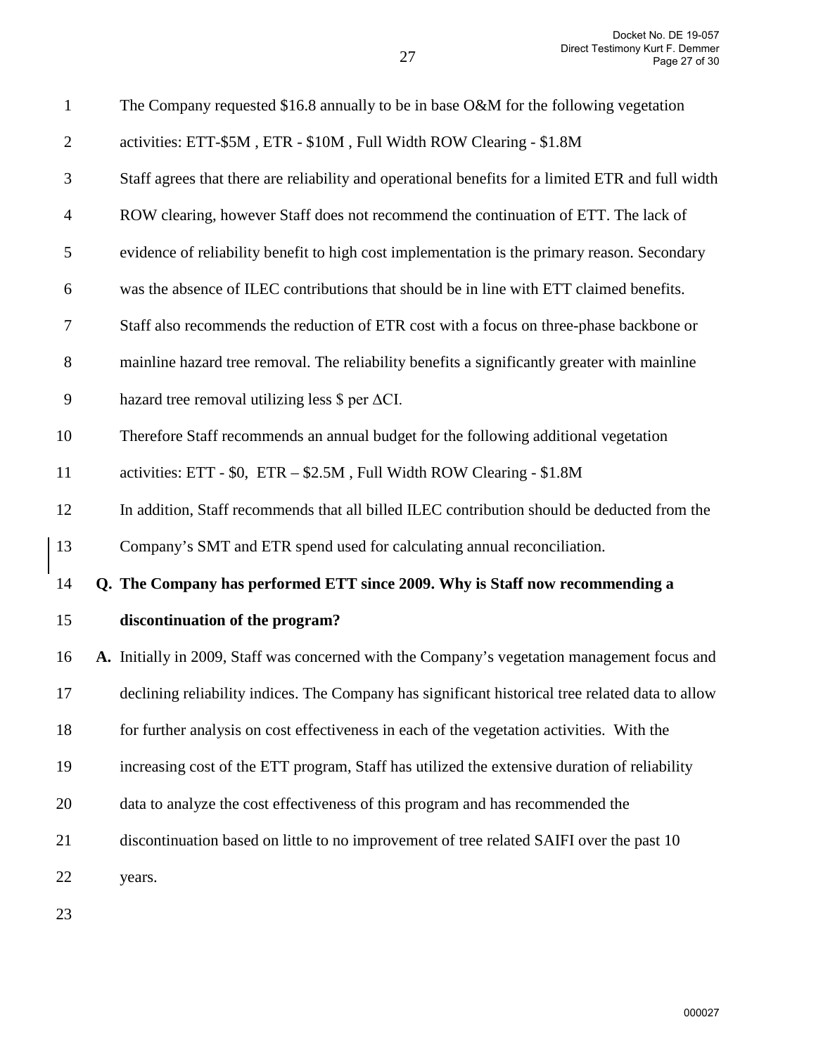The Company requested $16.8 annually to be in base O&M for the following vegetation activities: ETT-$5M , ETR - $10M , Full Width ROW Clearing - $1.8M

Staff agrees that there are reliability and operational benefits for a limited ETR and full width ROW clearing, however Staff does not recommend the continuation of ETT. The lack of evidence of reliability benefit to high cost implementation is the primary reason. Secondary was the absence of ILEC contributions that should be in line with ETT claimed benefits. Staff also recommends the reduction of ETR cost with a focus on three-phase backbone or mainline hazard tree removal. The reliability benefits a significantly greater with mainline hazard tree removal utilizing less $ per $\Delta$CI.

Therefore Staff recommends an annual budget for the following additional vegetation activities: ETT - $0, ETR – $2.5M , Full Width ROW Clearing - $1.8M

In addition, Staff recommends that all billed ILEC contribution should be deducted from the Company's SMT and ETR spend used for calculating annual reconciliation.

**Q. The Company has performed ETT since 2009. Why is Staff now recommending a discontinuation of the program?**

**A.** Initially in 2009, Staff was concerned with the Company's vegetation management focus and declining reliability indices. The Company has significant historical tree related data to allow for further analysis on cost effectiveness in each of the vegetation activities. With the increasing cost of the ETT program, Staff has utilized the extensive duration of reliability data to analyze the cost effectiveness of this program and has recommended the discontinuation based on little to no improvement of tree related SAIFI over the past 10 years.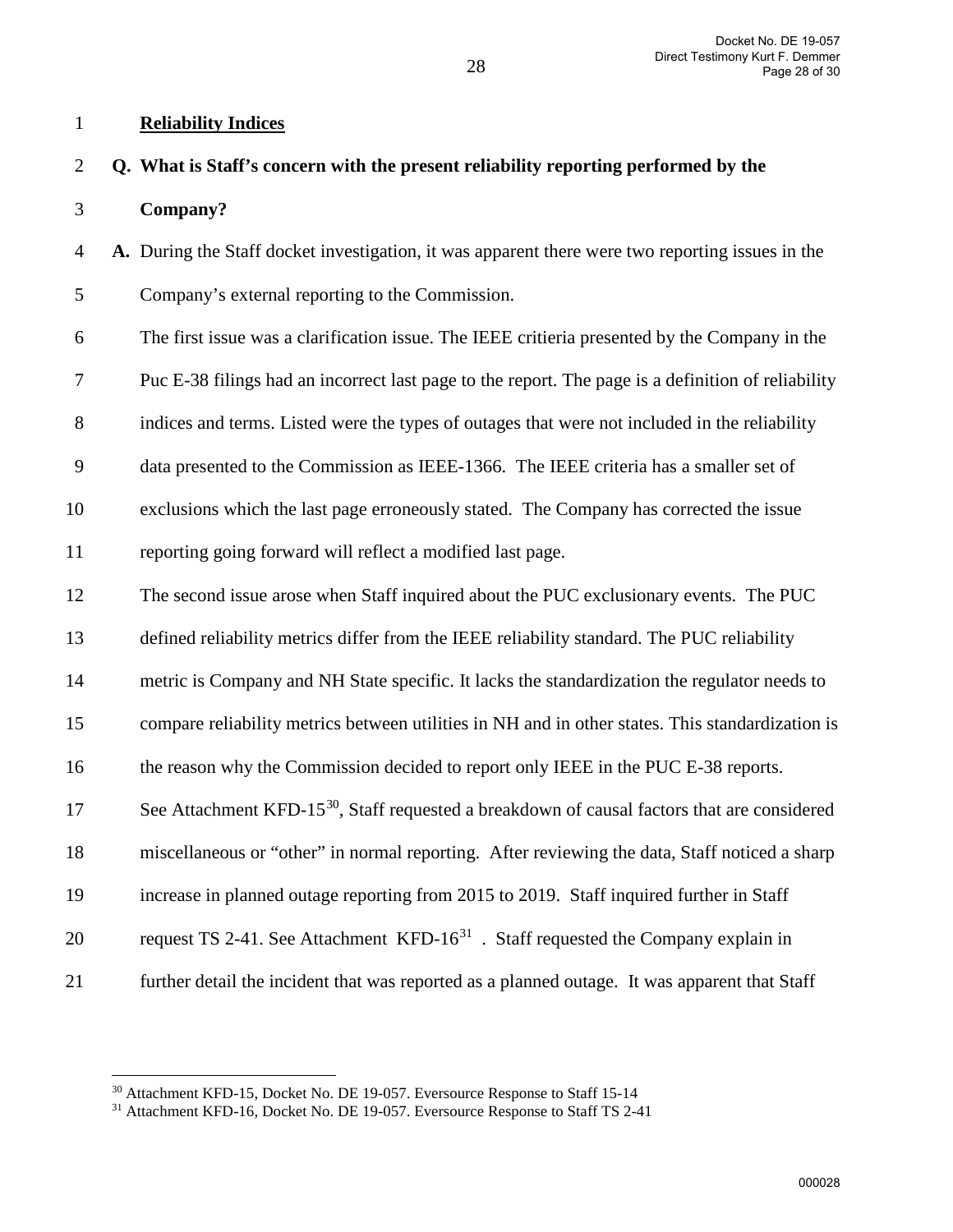**Reliability Indices**

**Q. What is Staff's concern with the present reliability reporting performed by the Company?**

**A.** During the Staff docket investigation, it was apparent there were two reporting issues in the Company's external reporting to the Commission.

The first issue was a clarification issue. The IEEE critieria presented by the Company in the Puc E-38 filings had an incorrect last page to the report. The page is a definition of reliability indices and terms. Listed were the types of outages that were not included in the reliability data presented to the Commission as IEEE-1366. The IEEE criteria has a smaller set of exclusions which the last page erroneously stated. The Company has corrected the issue reporting going forward will reflect a modified last page.

The second issue arose when Staff inquired about the PUC exclusionary events. The PUC defined reliability metrics differ from the IEEE reliability standard. The PUC reliability metric is Company and NH State specific. It lacks the standardization the regulator needs to compare reliability metrics between utilities in NH and in other states. This standardization is the reason why the Commission decided to report only IEEE in the PUC E-38 reports. See Attachment KFD-15[30], Staff requested a breakdown of causal factors that are considered miscellaneous or "other" in normal reporting. After reviewing the data, Staff noticed a sharp increase in planned outage reporting from 2015 to 2019. Staff inquired further in Staff request TS 2-41. See Attachment KFD-16[31] . Staff requested the Company explain in further detail the incident that was reported as a planned outage. It was apparent that Staff

---

[30] Attachment KFD-15, Docket No. DE 19-057. Eversource Response to Staff 15-14

[31] Attachment KFD-16, Docket No. DE 19-057. Eversource Response to Staff TS 2-41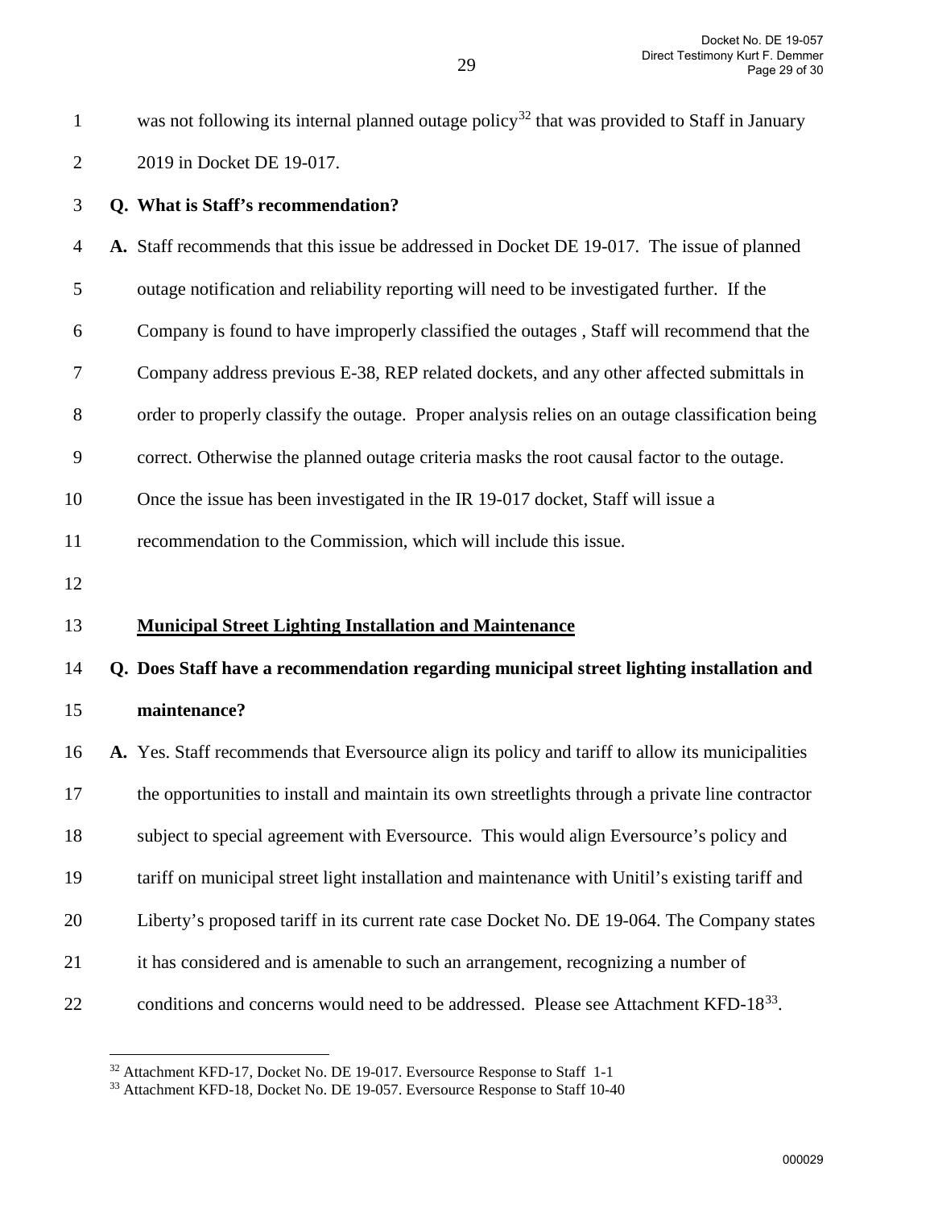was not following its internal planned outage policy[32] that was provided to Staff in January 2019 in Docket DE 19-017.

**Q. What is Staff's recommendation?**

**A.** Staff recommends that this issue be addressed in Docket DE 19-017. The issue of planned outage notification and reliability reporting will need to be investigated further. If the Company is found to have improperly classified the outages , Staff will recommend that the Company address previous E-38, REP related dockets, and any other affected submittals in order to properly classify the outage. Proper analysis relies on an outage classification being correct. Otherwise the planned outage criteria masks the root causal factor to the outage. Once the issue has been investigated in the IR 19-017 docket, Staff will issue a recommendation to the Commission, which will include this issue.

**<u>Municipal Street Lighting Installation and Maintenance</u>**

**Q. Does Staff have a recommendation regarding municipal street lighting installation and maintenance?**

**A.** Yes. Staff recommends that Eversource align its policy and tariff to allow its municipalities the opportunities to install and maintain its own streetlights through a private line contractor subject to special agreement with Eversource. This would align Eversource's policy and tariff on municipal street light installation and maintenance with Unitil's existing tariff and Liberty's proposed tariff in its current rate case Docket No. DE 19-064. The Company states it has considered and is amenable to such an arrangement, recognizing a number of conditions and concerns would need to be addressed. Please see Attachment KFD-18[33].

---

[32] Attachment KFD-17, Docket No. DE 19-017. Eversource Response to Staff 1-1

[33] Attachment KFD-18, Docket No. DE 19-057. Eversource Response to Staff 10-40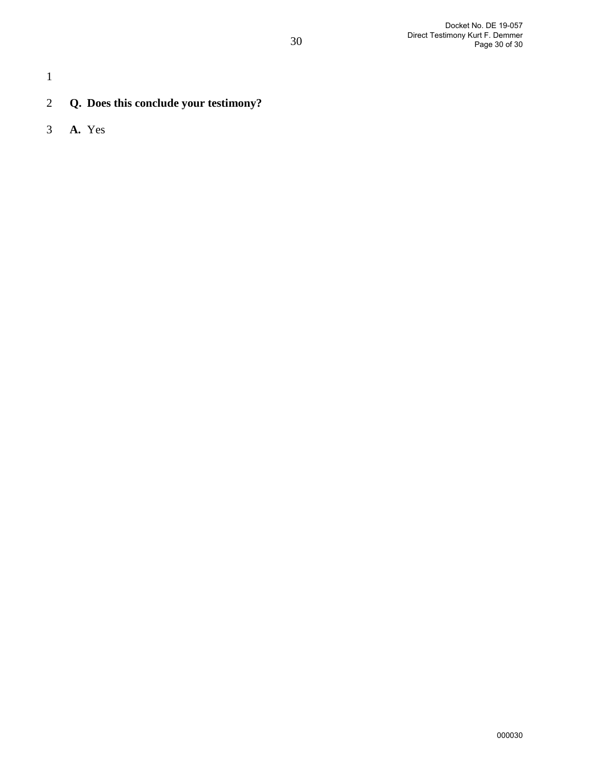**Q. Does this conclude your testimony?**

**A.** Yes